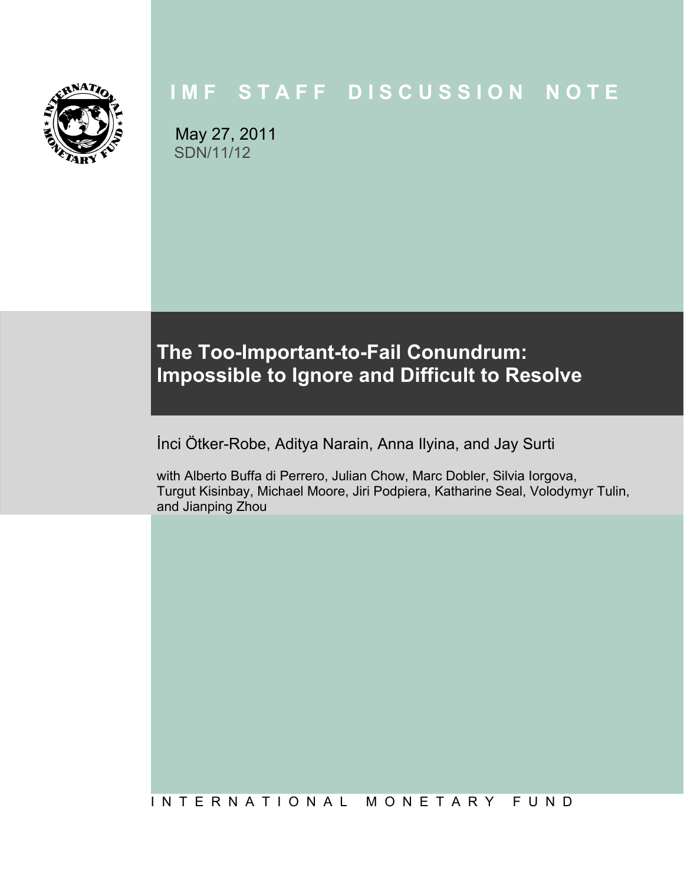# IMF STAFF DISCUSSION NOTE

May 27, 2011
SDN/11/12

## The Too-Important-to-Fail Conundrum: Impossible to Ignore and Difficult to Resolve

İnci Ötker-Robe, Aditya Narain, Anna Ilyina, and Jay Surti

with Alberto Buffa di Perrero, Julian Chow, Marc Dobler, Silvia Iorgova, Turgut Kisinbay, Michael Moore, Jiri Podpiera, Katharine Seal, Volodymyr Tulin, and Jianping Zhou

INTERNATIONAL MONETARY FUND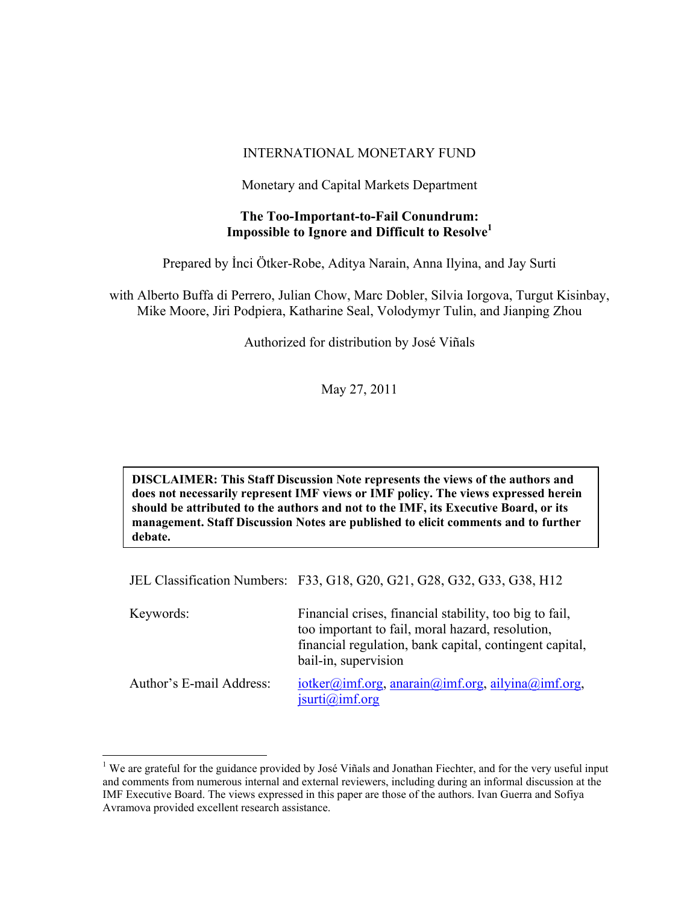INTERNATIONAL MONETARY FUND

Monetary and Capital Markets Department

**The Too-Important-to-Fail Conundrum: Impossible to Ignore and Difficult to Resolve**[1]

Prepared by İnci Ötker-Robe, Aditya Narain, Anna Ilyina, and Jay Surti

with Alberto Buffa di Perrero, Julian Chow, Marc Dobler, Silvia Iorgova, Turgut Kisinbay, Mike Moore, Jiri Podpiera, Katharine Seal, Volodymyr Tulin, and Jianping Zhou

Authorized for distribution by José Viñals

May 27, 2011

**DISCLAIMER: This Staff Discussion Note represents the views of the authors and does not necessarily represent IMF views or IMF policy. The views expressed herein should be attributed to the authors and not to the IMF, its Executive Board, or its management. Staff Discussion Notes are published to elicit comments and to further debate.**

| | |
|---|---|
| JEL Classification Numbers: | F33, G18, G20, G21, G28, G32, G33, G38, H12 |
| Keywords: | Financial crises, financial stability, too big to fail, too important to fail, moral hazard, resolution, financial regulation, bank capital, contingent capital, bail-in, supervision |
| Author's E-mail Address: | iotker@imf.org, anarain@imf.org, ailyina@imf.org, jsurti@imf.org |

[1] We are grateful for the guidance provided by José Viñals and Jonathan Fiechter, and for the very useful input and comments from numerous internal and external reviewers, including during an informal discussion at the IMF Executive Board. The views expressed in this paper are those of the authors. Ivan Guerra and Sofiya Avramova provided excellent research assistance.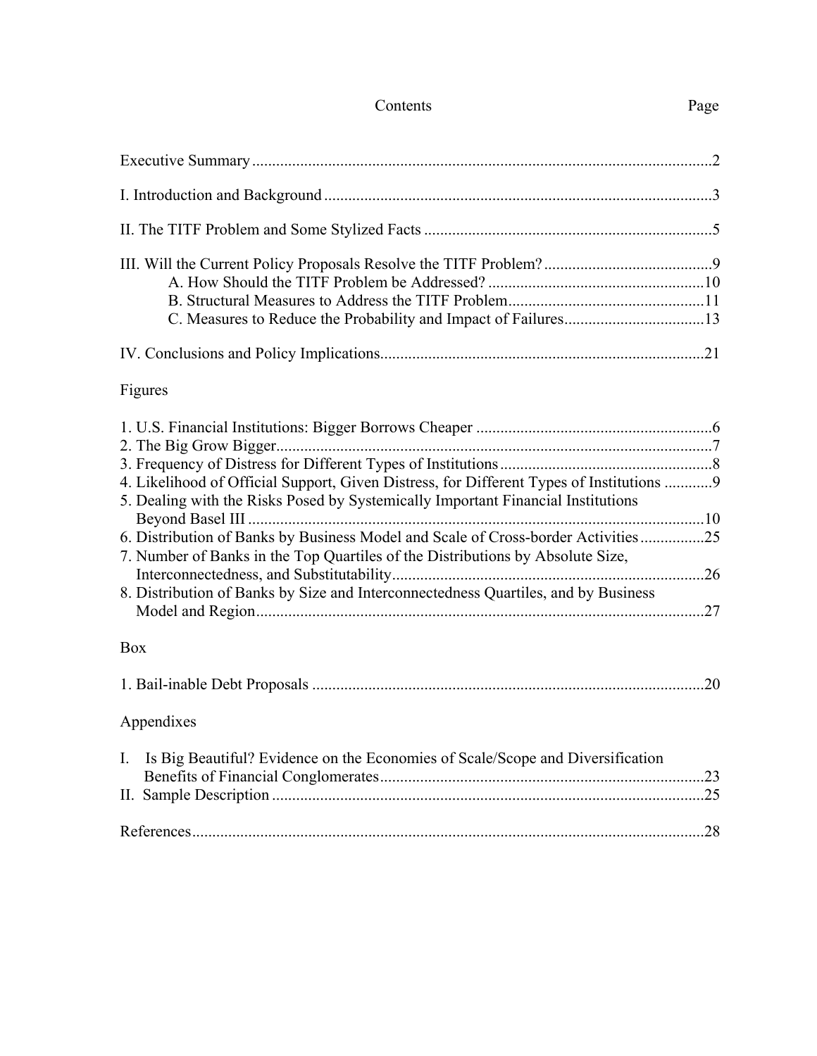# Contents

| | Page |
|---|---|
| Executive Summary | 2 |
| I. Introduction and Background | 3 |
| II. The TITF Problem and Some Stylized Facts | 5 |
| III. Will the Current Policy Proposals Resolve the TITF Problem? | 9 |
| A. How Should the TITF Problem be Addressed? | 10 |
| B. Structural Measures to Address the TITF Problem | 11 |
| C. Measures to Reduce the Probability and Impact of Failures | 13 |
| IV. Conclusions and Policy Implications | 21 |

Figures

| | |
|---|---|
| 1. U.S. Financial Institutions: Bigger Borrows Cheaper | 6 |
| 2. The Big Grow Bigger | 7 |
| 3. Frequency of Distress for Different Types of Institutions | 8 |
| 4. Likelihood of Official Support, Given Distress, for Different Types of Institutions | 9 |
| 5. Dealing with the Risks Posed by Systemically Important Financial Institutions Beyond Basel III | 10 |
| 6. Distribution of Banks by Business Model and Scale of Cross-border Activities | 25 |
| 7. Number of Banks in the Top Quartiles of the Distributions by Absolute Size, Interconnectedness, and Substitutability | 26 |
| 8. Distribution of Banks by Size and Interconnectedness Quartiles, and by Business Model and Region | 27 |

Box

| | |
|---|---|
| 1. Bail-inable Debt Proposals | 20 |

Appendixes

| | |
|---|---|
| I. Is Big Beautiful? Evidence on the Economies of Scale/Scope and Diversification Benefits of Financial Conglomerates | 23 |
| II. Sample Description | 25 |

| | |
|---|---|
| References | 28 |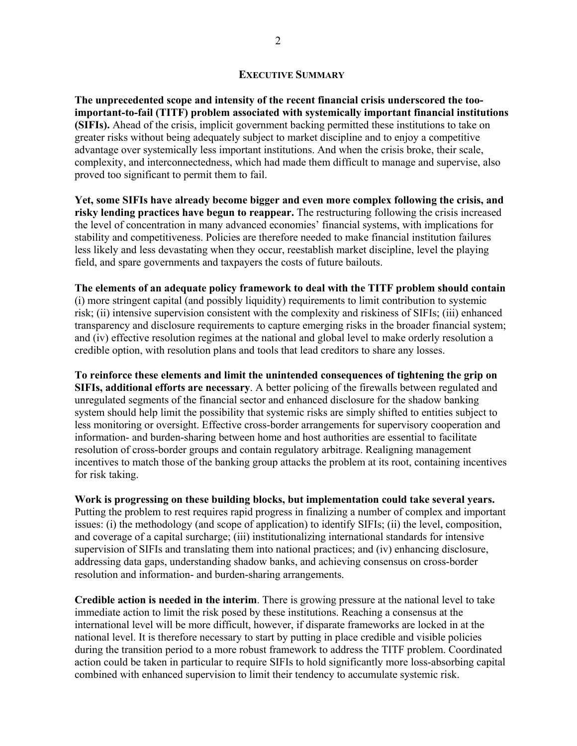## EXECUTIVE SUMMARY

**The unprecedented scope and intensity of the recent financial crisis underscored the too-important-to-fail (TITF) problem associated with systemically important financial institutions (SIFIs).** Ahead of the crisis, implicit government backing permitted these institutions to take on greater risks without being adequately subject to market discipline and to enjoy a competitive advantage over systemically less important institutions. And when the crisis broke, their scale, complexity, and interconnectedness, which had made them difficult to manage and supervise, also proved too significant to permit them to fail.

**Yet, some SIFIs have already become bigger and even more complex following the crisis, and risky lending practices have begun to reappear.** The restructuring following the crisis increased the level of concentration in many advanced economies' financial systems, with implications for stability and competitiveness. Policies are therefore needed to make financial institution failures less likely and less devastating when they occur, reestablish market discipline, level the playing field, and spare governments and taxpayers the costs of future bailouts.

**The elements of an adequate policy framework to deal with the TITF problem should contain** (i) more stringent capital (and possibly liquidity) requirements to limit contribution to systemic risk; (ii) intensive supervision consistent with the complexity and riskiness of SIFIs; (iii) enhanced transparency and disclosure requirements to capture emerging risks in the broader financial system; and (iv) effective resolution regimes at the national and global level to make orderly resolution a credible option, with resolution plans and tools that lead creditors to share any losses.

**To reinforce these elements and limit the unintended consequences of tightening the grip on SIFIs, additional efforts are necessary**. A better policing of the firewalls between regulated and unregulated segments of the financial sector and enhanced disclosure for the shadow banking system should help limit the possibility that systemic risks are simply shifted to entities subject to less monitoring or oversight. Effective cross-border arrangements for supervisory cooperation and information- and burden-sharing between home and host authorities are essential to facilitate resolution of cross-border groups and contain regulatory arbitrage. Realigning management incentives to match those of the banking group attacks the problem at its root, containing incentives for risk taking.

**Work is progressing on these building blocks, but implementation could take several years.** Putting the problem to rest requires rapid progress in finalizing a number of complex and important issues: (i) the methodology (and scope of application) to identify SIFIs; (ii) the level, composition, and coverage of a capital surcharge; (iii) institutionalizing international standards for intensive supervision of SIFIs and translating them into national practices; and (iv) enhancing disclosure, addressing data gaps, understanding shadow banks, and achieving consensus on cross-border resolution and information- and burden-sharing arrangements.

**Credible action is needed in the interim**. There is growing pressure at the national level to take immediate action to limit the risk posed by these institutions. Reaching a consensus at the international level will be more difficult, however, if disparate frameworks are locked in at the national level. It is therefore necessary to start by putting in place credible and visible policies during the transition period to a more robust framework to address the TITF problem. Coordinated action could be taken in particular to require SIFIs to hold significantly more loss-absorbing capital combined with enhanced supervision to limit their tendency to accumulate systemic risk.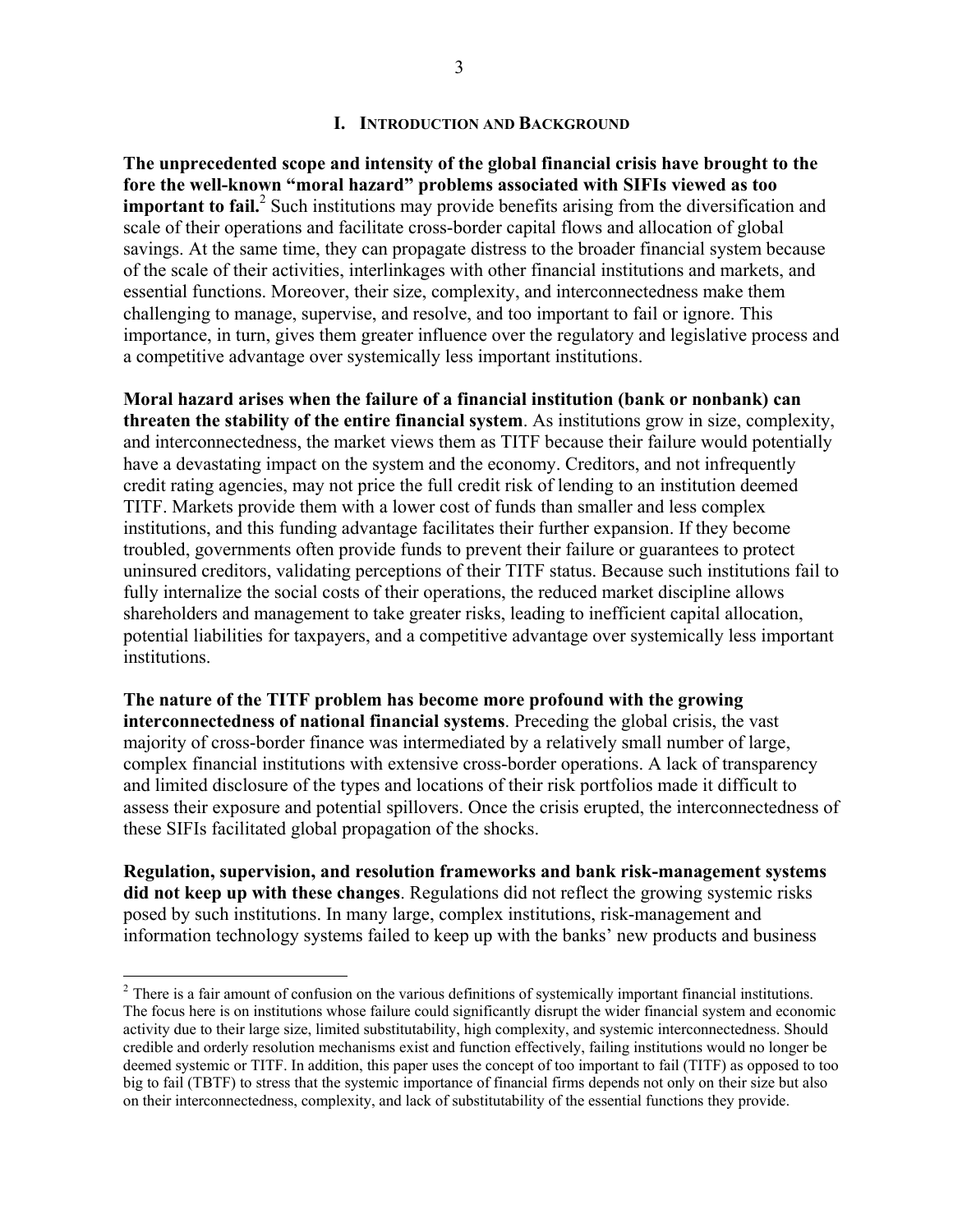# I. INTRODUCTION AND BACKGROUND

**The unprecedented scope and intensity of the global financial crisis have brought to the fore the well-known "moral hazard" problems associated with SIFIs viewed as too important to fail.**[2] Such institutions may provide benefits arising from the diversification and scale of their operations and facilitate cross-border capital flows and allocation of global savings. At the same time, they can propagate distress to the broader financial system because of the scale of their activities, interlinkages with other financial institutions and markets, and essential functions. Moreover, their size, complexity, and interconnectedness make them challenging to manage, supervise, and resolve, and too important to fail or ignore. This importance, in turn, gives them greater influence over the regulatory and legislative process and a competitive advantage over systemically less important institutions.

**Moral hazard arises when the failure of a financial institution (bank or nonbank) can threaten the stability of the entire financial system**. As institutions grow in size, complexity, and interconnectedness, the market views them as TITF because their failure would potentially have a devastating impact on the system and the economy. Creditors, and not infrequently credit rating agencies, may not price the full credit risk of lending to an institution deemed TITF. Markets provide them with a lower cost of funds than smaller and less complex institutions, and this funding advantage facilitates their further expansion. If they become troubled, governments often provide funds to prevent their failure or guarantees to protect uninsured creditors, validating perceptions of their TITF status. Because such institutions fail to fully internalize the social costs of their operations, the reduced market discipline allows shareholders and management to take greater risks, leading to inefficient capital allocation, potential liabilities for taxpayers, and a competitive advantage over systemically less important institutions.

**The nature of the TITF problem has become more profound with the growing interconnectedness of national financial systems**. Preceding the global crisis, the vast majority of cross-border finance was intermediated by a relatively small number of large, complex financial institutions with extensive cross-border operations. A lack of transparency and limited disclosure of the types and locations of their risk portfolios made it difficult to assess their exposure and potential spillovers. Once the crisis erupted, the interconnectedness of these SIFIs facilitated global propagation of the shocks.

**Regulation, supervision, and resolution frameworks and bank risk-management systems did not keep up with these changes**. Regulations did not reflect the growing systemic risks posed by such institutions. In many large, complex institutions, risk-management and information technology systems failed to keep up with the banks' new products and business

[2] There is a fair amount of confusion on the various definitions of systemically important financial institutions. The focus here is on institutions whose failure could significantly disrupt the wider financial system and economic activity due to their large size, limited substitutability, high complexity, and systemic interconnectedness. Should credible and orderly resolution mechanisms exist and function effectively, failing institutions would no longer be deemed systemic or TITF. In addition, this paper uses the concept of too important to fail (TITF) as opposed to too big to fail (TBTF) to stress that the systemic importance of financial firms depends not only on their size but also on their interconnectedness, complexity, and lack of substitutability of the essential functions they provide.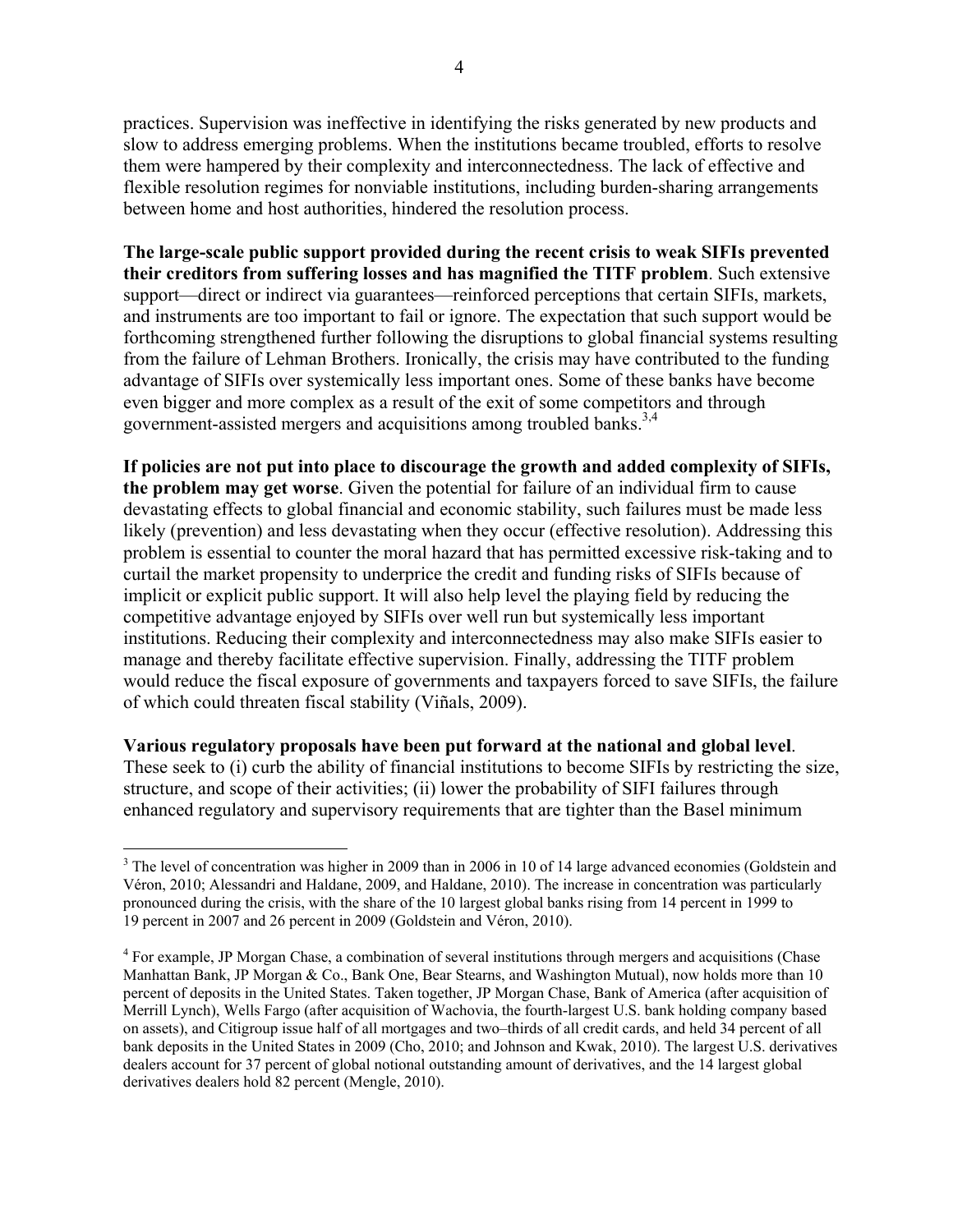practices. Supervision was ineffective in identifying the risks generated by new products and slow to address emerging problems. When the institutions became troubled, efforts to resolve them were hampered by their complexity and interconnectedness. The lack of effective and flexible resolution regimes for nonviable institutions, including burden-sharing arrangements between home and host authorities, hindered the resolution process.

**The large-scale public support provided during the recent crisis to weak SIFIs prevented their creditors from suffering losses and has magnified the TITF problem**. Such extensive support—direct or indirect via guarantees—reinforced perceptions that certain SIFIs, markets, and instruments are too important to fail or ignore. The expectation that such support would be forthcoming strengthened further following the disruptions to global financial systems resulting from the failure of Lehman Brothers. Ironically, the crisis may have contributed to the funding advantage of SIFIs over systemically less important ones. Some of these banks have become even bigger and more complex as a result of the exit of some competitors and through government-assisted mergers and acquisitions among troubled banks.[3,4]

**If policies are not put into place to discourage the growth and added complexity of SIFIs, the problem may get worse**. Given the potential for failure of an individual firm to cause devastating effects to global financial and economic stability, such failures must be made less likely (prevention) and less devastating when they occur (effective resolution). Addressing this problem is essential to counter the moral hazard that has permitted excessive risk-taking and to curtail the market propensity to underprice the credit and funding risks of SIFIs because of implicit or explicit public support. It will also help level the playing field by reducing the competitive advantage enjoyed by SIFIs over well run but systemically less important institutions. Reducing their complexity and interconnectedness may also make SIFIs easier to manage and thereby facilitate effective supervision. Finally, addressing the TITF problem would reduce the fiscal exposure of governments and taxpayers forced to save SIFIs, the failure of which could threaten fiscal stability (Viñals, 2009).

**Various regulatory proposals have been put forward at the national and global level**. These seek to (i) curb the ability of financial institutions to become SIFIs by restricting the size, structure, and scope of their activities; (ii) lower the probability of SIFI failures through enhanced regulatory and supervisory requirements that are tighter than the Basel minimum

---

[3] The level of concentration was higher in 2009 than in 2006 in 10 of 14 large advanced economies (Goldstein and Véron, 2010; Alessandri and Haldane, 2009, and Haldane, 2010). The increase in concentration was particularly pronounced during the crisis, with the share of the 10 largest global banks rising from 14 percent in 1999 to 19 percent in 2007 and 26 percent in 2009 (Goldstein and Véron, 2010).

[4] For example, JP Morgan Chase, a combination of several institutions through mergers and acquisitions (Chase Manhattan Bank, JP Morgan & Co., Bank One, Bear Stearns, and Washington Mutual), now holds more than 10 percent of deposits in the United States. Taken together, JP Morgan Chase, Bank of America (after acquisition of Merrill Lynch), Wells Fargo (after acquisition of Wachovia, the fourth-largest U.S. bank holding company based on assets), and Citigroup issue half of all mortgages and two–thirds of all credit cards, and held 34 percent of all bank deposits in the United States in 2009 (Cho, 2010; and Johnson and Kwak, 2010). The largest U.S. derivatives dealers account for 37 percent of global notional outstanding amount of derivatives, and the 14 largest global derivatives dealers hold 82 percent (Mengle, 2010).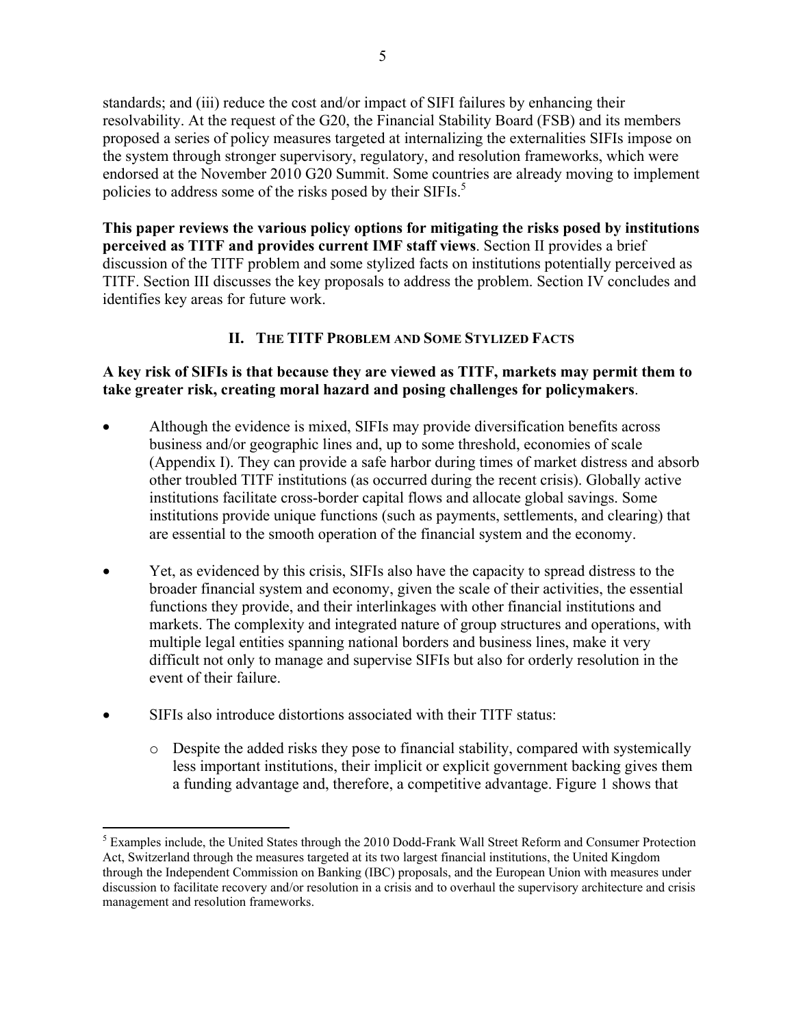standards; and (iii) reduce the cost and/or impact of SIFI failures by enhancing their resolvability. At the request of the G20, the Financial Stability Board (FSB) and its members proposed a series of policy measures targeted at internalizing the externalities SIFIs impose on the system through stronger supervisory, regulatory, and resolution frameworks, which were endorsed at the November 2010 G20 Summit. Some countries are already moving to implement policies to address some of the risks posed by their SIFIs.[5]

**This paper reviews the various policy options for mitigating the risks posed by institutions perceived as TITF and provides current IMF staff views**. Section II provides a brief discussion of the TITF problem and some stylized facts on institutions potentially perceived as TITF. Section III discusses the key proposals to address the problem. Section IV concludes and identifies key areas for future work.

## II. The TITF Problem and Some Stylized Facts

**A key risk of SIFIs is that because they are viewed as TITF, markets may permit them to take greater risk, creating moral hazard and posing challenges for policymakers**.

- Although the evidence is mixed, SIFIs may provide diversification benefits across business and/or geographic lines and, up to some threshold, economies of scale (Appendix I). They can provide a safe harbor during times of market distress and absorb other troubled TITF institutions (as occurred during the recent crisis). Globally active institutions facilitate cross-border capital flows and allocate global savings. Some institutions provide unique functions (such as payments, settlements, and clearing) that are essential to the smooth operation of the financial system and the economy.

- Yet, as evidenced by this crisis, SIFIs also have the capacity to spread distress to the broader financial system and economy, given the scale of their activities, the essential functions they provide, and their interlinkages with other financial institutions and markets. The complexity and integrated nature of group structures and operations, with multiple legal entities spanning national borders and business lines, make it very difficult not only to manage and supervise SIFIs but also for orderly resolution in the event of their failure.

- SIFIs also introduce distortions associated with their TITF status:
  - Despite the added risks they pose to financial stability, compared with systemically less important institutions, their implicit or explicit government backing gives them a funding advantage and, therefore, a competitive advantage. Figure 1 shows that

[5] Examples include, the United States through the 2010 Dodd-Frank Wall Street Reform and Consumer Protection Act, Switzerland through the measures targeted at its two largest financial institutions, the United Kingdom through the Independent Commission on Banking (IBC) proposals, and the European Union with measures under discussion to facilitate recovery and/or resolution in a crisis and to overhaul the supervisory architecture and crisis management and resolution frameworks.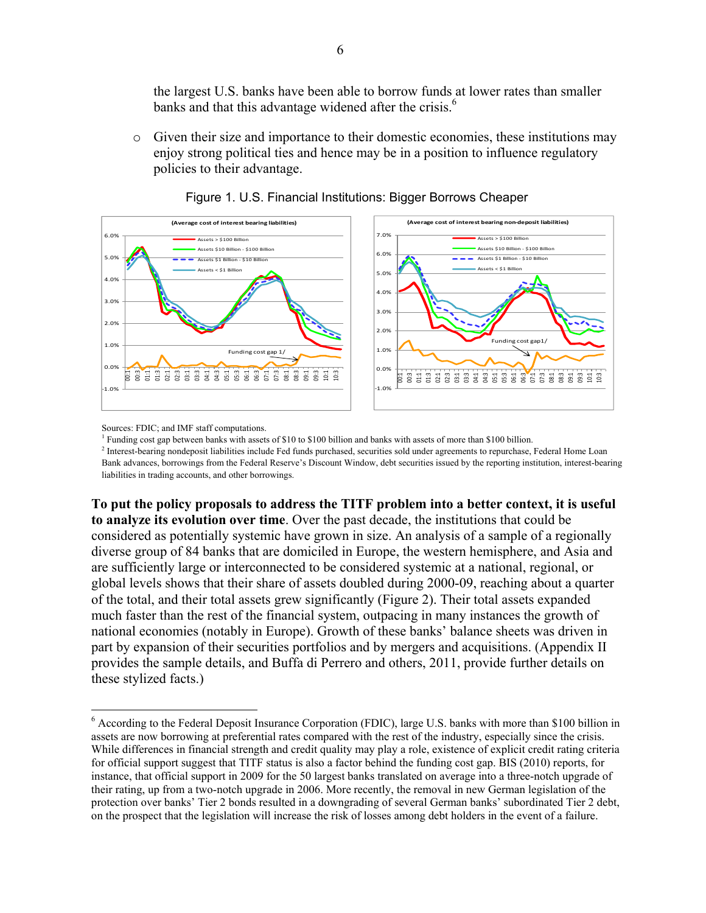the largest U.S. banks have been able to borrow funds at lower rates than smaller banks and that this advantage widened after the crisis.[6]

- Given their size and importance to their domestic economies, these institutions may enjoy strong political ties and hence may be in a position to influence regulatory policies to their advantage.

Figure 1. U.S. Financial Institutions: Bigger Borrows Cheaper

Sources: FDIC; and IMF staff computations.

[1] Funding cost gap between banks with assets of $10 to $100 billion and banks with assets of more than $100 billion.

[2] Interest-bearing nondeposit liabilities include Fed funds purchased, securities sold under agreements to repurchase, Federal Home Loan Bank advances, borrowings from the Federal Reserve's Discount Window, debt securities issued by the reporting institution, interest-bearing liabilities in trading accounts, and other borrowings.

**To put the policy proposals to address the TITF problem into a better context, it is useful to analyze its evolution over time**. Over the past decade, the institutions that could be considered as potentially systemic have grown in size. An analysis of a sample of a regionally diverse group of 84 banks that are domiciled in Europe, the western hemisphere, and Asia and are sufficiently large or interconnected to be considered systemic at a national, regional, or global levels shows that their share of assets doubled during 2000-09, reaching about a quarter of the total, and their total assets grew significantly (Figure 2). Their total assets expanded much faster than the rest of the financial system, outpacing in many instances the growth of national economies (notably in Europe). Growth of these banks' balance sheets was driven in part by expansion of their securities portfolios and by mergers and acquisitions. (Appendix II provides the sample details, and Buffa di Perrero and others, 2011, provide further details on these stylized facts.)

[6] According to the Federal Deposit Insurance Corporation (FDIC), large U.S. banks with more than $100 billion in assets are now borrowing at preferential rates compared with the rest of the industry, especially since the crisis. While differences in financial strength and credit quality may play a role, existence of explicit credit rating criteria for official support suggest that TITF status is also a factor behind the funding cost gap. BIS (2010) reports, for instance, that official support in 2009 for the 50 largest banks translated on average into a three-notch upgrade of their rating, up from a two-notch upgrade in 2006. More recently, the removal in new German legislation of the protection over banks' Tier 2 bonds resulted in a downgrading of several German banks' subordinated Tier 2 debt, on the prospect that the legislation will increase the risk of losses among debt holders in the event of a failure.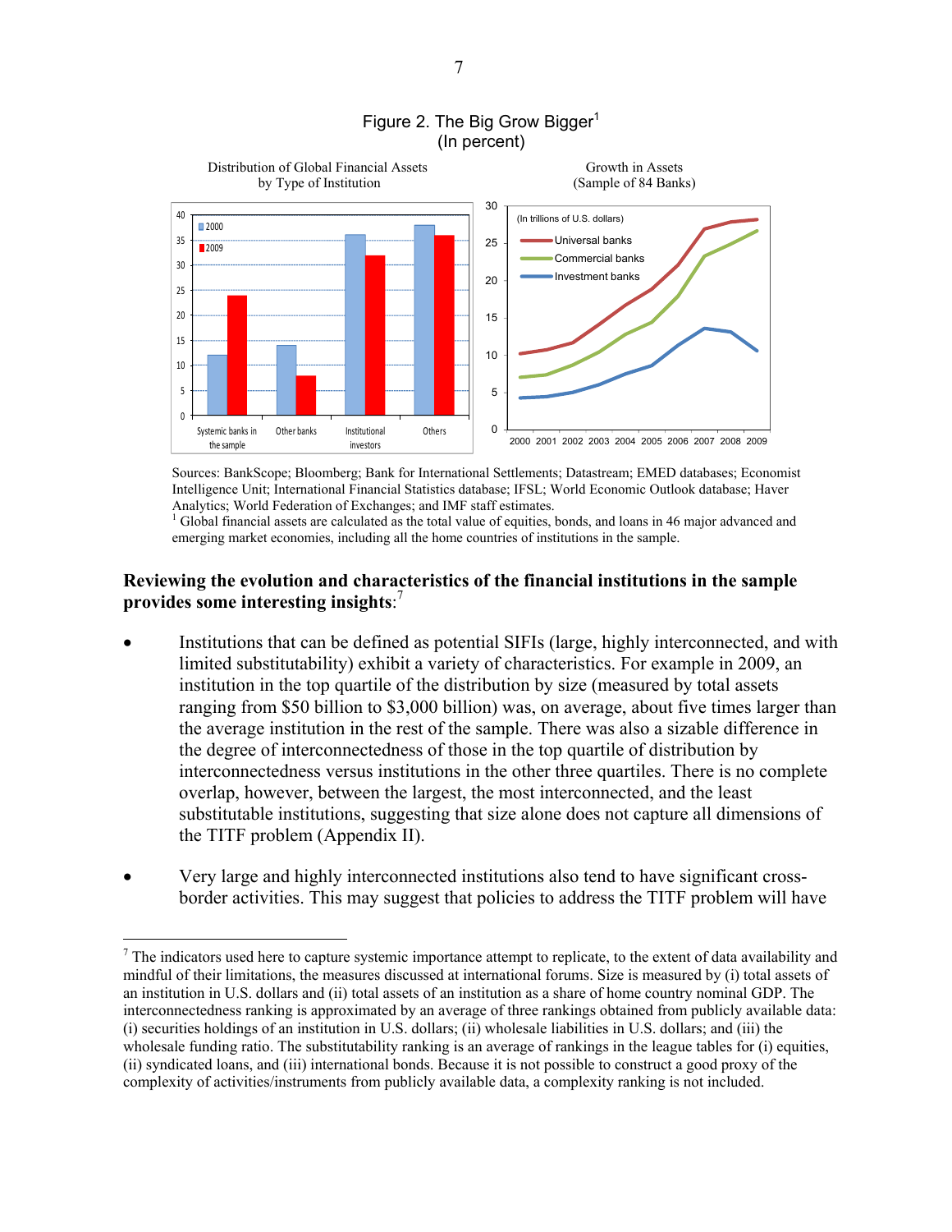Figure 2. The Big Grow Bigger[1]
(In percent)

Distribution of Global Financial Assets by Type of Institution

Growth in Assets (Sample of 84 Banks)

Sources: BankScope; Bloomberg; Bank for International Settlements; Datastream; EMED databases; Economist Intelligence Unit; International Financial Statistics database; IFSL; World Economic Outlook database; Haver Analytics; World Federation of Exchanges; and IMF staff estimates.

[1] Global financial assets are calculated as the total value of equities, bonds, and loans in 46 major advanced and emerging market economies, including all the home countries of institutions in the sample.

**Reviewing the evolution and characteristics of the financial institutions in the sample provides some interesting insights**:[7]

- Institutions that can be defined as potential SIFIs (large, highly interconnected, and with limited substitutability) exhibit a variety of characteristics. For example in 2009, an institution in the top quartile of the distribution by size (measured by total assets ranging from $50 billion to $3,000 billion) was, on average, about five times larger than the average institution in the rest of the sample. There was also a sizable difference in the degree of interconnectedness of those in the top quartile of distribution by interconnectedness versus institutions in the other three quartiles. There is no complete overlap, however, between the largest, the most interconnected, and the least substitutable institutions, suggesting that size alone does not capture all dimensions of the TITF problem (Appendix II).

- Very large and highly interconnected institutions also tend to have significant cross-border activities. This may suggest that policies to address the TITF problem will have

[7] The indicators used here to capture systemic importance attempt to replicate, to the extent of data availability and mindful of their limitations, the measures discussed at international forums. Size is measured by (i) total assets of an institution in U.S. dollars and (ii) total assets of an institution as a share of home country nominal GDP. The interconnectedness ranking is approximated by an average of three rankings obtained from publicly available data: (i) securities holdings of an institution in U.S. dollars; (ii) wholesale liabilities in U.S. dollars; and (iii) the wholesale funding ratio. The substitutability ranking is an average of rankings in the league tables for (i) equities, (ii) syndicated loans, and (iii) international bonds. Because it is not possible to construct a good proxy of the complexity of activities/instruments from publicly available data, a complexity ranking is not included.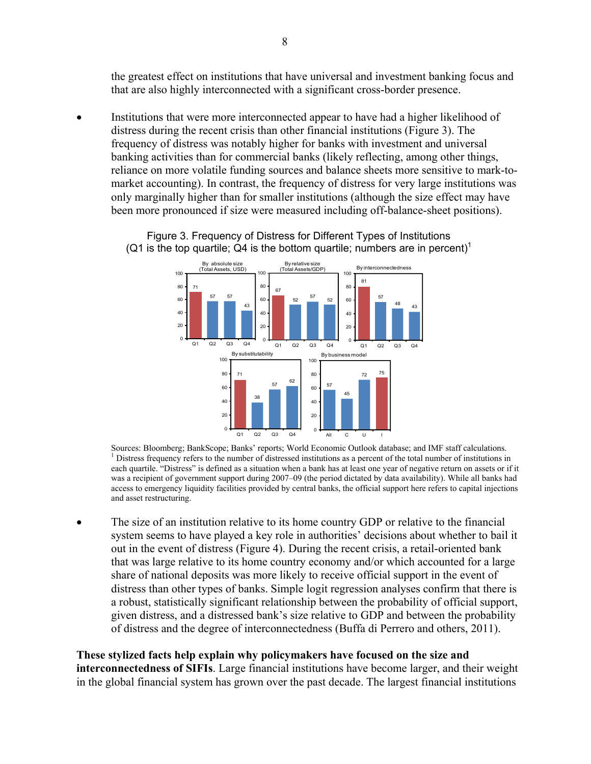the greatest effect on institutions that have universal and investment banking focus and that are also highly interconnected with a significant cross-border presence.

- Institutions that were more interconnected appear to have had a higher likelihood of distress during the recent crisis than other financial institutions (Figure 3). The frequency of distress was notably higher for banks with investment and universal banking activities than for commercial banks (likely reflecting, among other things, reliance on more volatile funding sources and balance sheets more sensitive to mark-to-market accounting). In contrast, the frequency of distress for very large institutions was only marginally higher than for smaller institutions (although the size effect may have been more pronounced if size were measured including off-balance-sheet positions).

Figure 3. Frequency of Distress for Different Types of Institutions (Q1 is the top quartile; Q4 is the bottom quartile; numbers are in percent)[1]

| By absolute size (Total Assets, USD) | Q1 | Q2 | Q3 | Q4 |
|---|---|---|---|---|
| | 71 | 57 | 57 | 43 |

| By relative size (Total Assets/GDP) | Q1 | Q2 | Q3 | Q4 |
|---|---|---|---|---|
| | 67 | 52 | 57 | 52 |

| By interconnectedness | Q1 | Q2 | Q3 | Q4 |
|---|---|---|---|---|
| | 81 | 57 | 48 | 43 |

| By substitutability | Q1 | Q2 | Q3 | Q4 |
|---|---|---|---|---|
| | 71 | 38 | 57 | 62 |

| By business model | All | C | U | I |
|---|---|---|---|---|
| | 57 | 45 | 72 | 75 |

Sources: Bloomberg; BankScope; Banks' reports; World Economic Outlook database; and IMF staff calculations.
[1] Distress frequency refers to the number of distressed institutions as a percent of the total number of institutions in each quartile. "Distress" is defined as a situation when a bank has at least one year of negative return on assets or if it was a recipient of government support during 2007–09 (the period dictated by data availability). While all banks had access to emergency liquidity facilities provided by central banks, the official support here refers to capital injections and asset restructuring.

- The size of an institution relative to its home country GDP or relative to the financial system seems to have played a key role in authorities' decisions about whether to bail it out in the event of distress (Figure 4). During the recent crisis, a retail-oriented bank that was large relative to its home country economy and/or which accounted for a large share of national deposits was more likely to receive official support in the event of distress than other types of banks. Simple logit regression analyses confirm that there is a robust, statistically significant relationship between the probability of official support, given distress, and a distressed bank's size relative to GDP and between the probability of distress and the degree of interconnectedness (Buffa di Perrero and others, 2011).

**These stylized facts help explain why policymakers have focused on the size and interconnectedness of SIFIs**. Large financial institutions have become larger, and their weight in the global financial system has grown over the past decade. The largest financial institutions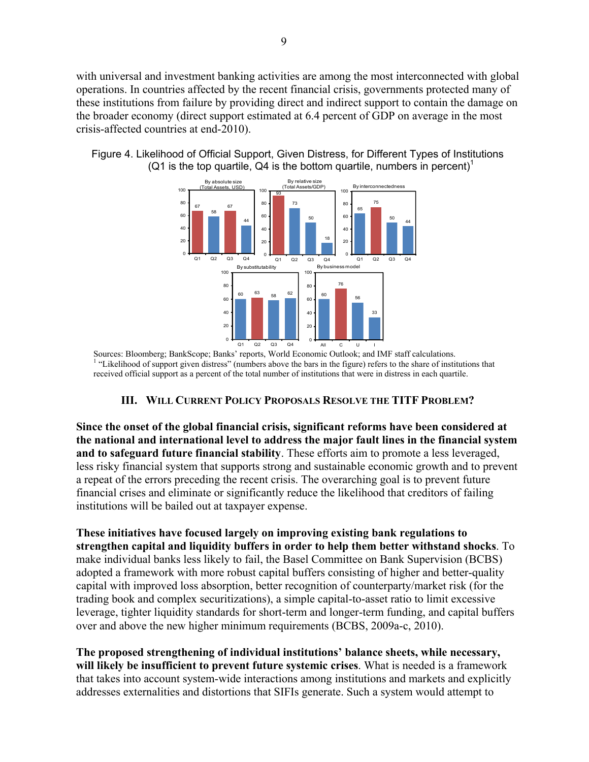with universal and investment banking activities are among the most interconnected with global operations. In countries affected by the recent financial crisis, governments protected many of these institutions from failure by providing direct and indirect support to contain the damage on the broader economy (direct support estimated at 6.4 percent of GDP on average in the most crisis-affected countries at end-2010).

Figure 4. Likelihood of Official Support, Given Distress, for Different Types of Institutions (Q1 is the top quartile, Q4 is the bottom quartile, numbers in percent)[1]

| | Q1 | Q2 | Q3 | Q4 |
|---|---|---|---|---|
| By absolute size (Total Assets, USD) | 67 | 58 | 67 | 44 |
| By relative size (Total Assets/GDP) | 93 | 73 | 50 | 18 |
| By interconnectedness | 65 | 75 | 50 | 44 |
| By substitutability | 60 | 63 | 58 | 62 |

| | All | C | U | I |
|---|---|---|---|---|
| By business model | 60 | 76 | 56 | 33 |

Sources: Bloomberg; BankScope; Banks' reports, World Economic Outlook; and IMF staff calculations.

[1] "Likelihood of support given distress" (numbers above the bars in the figure) refers to the share of institutions that received official support as a percent of the total number of institutions that were in distress in each quartile.

## III. Will Current Policy Proposals Resolve the TITF Problem?

**Since the onset of the global financial crisis, significant reforms have been considered at the national and international level to address the major fault lines in the financial system and to safeguard future financial stability**. These efforts aim to promote a less leveraged, less risky financial system that supports strong and sustainable economic growth and to prevent a repeat of the errors preceding the recent crisis. The overarching goal is to prevent future financial crises and eliminate or significantly reduce the likelihood that creditors of failing institutions will be bailed out at taxpayer expense.

**These initiatives have focused largely on improving existing bank regulations to strengthen capital and liquidity buffers in order to help them better withstand shocks**. To make individual banks less likely to fail, the Basel Committee on Bank Supervision (BCBS) adopted a framework with more robust capital buffers consisting of higher and better-quality capital with improved loss absorption, better recognition of counterparty/market risk (for the trading book and complex securitizations), a simple capital-to-asset ratio to limit excessive leverage, tighter liquidity standards for short-term and longer-term funding, and capital buffers over and above the new higher minimum requirements (BCBS, 2009a-c, 2010).

**The proposed strengthening of individual institutions' balance sheets, while necessary, will likely be insufficient to prevent future systemic crises**. What is needed is a framework that takes into account system-wide interactions among institutions and markets and explicitly addresses externalities and distortions that SIFIs generate. Such a system would attempt to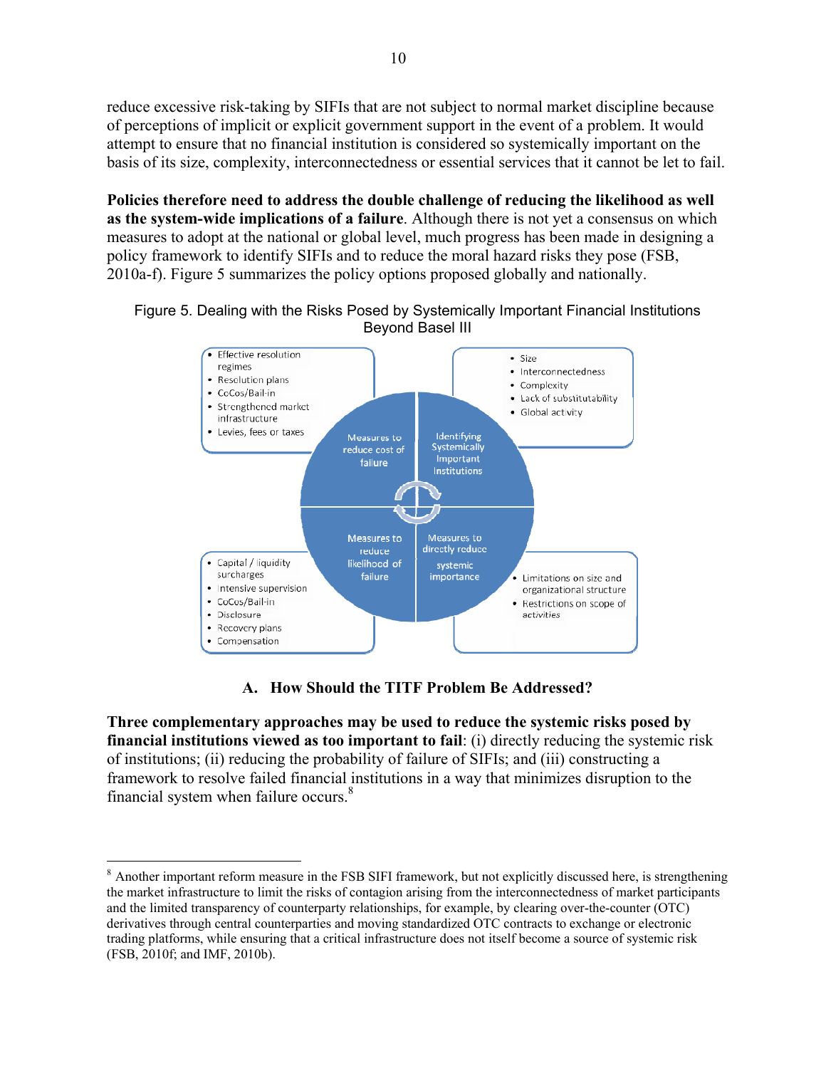reduce excessive risk-taking by SIFIs that are not subject to normal market discipline because of perceptions of implicit or explicit government support in the event of a problem. It would attempt to ensure that no financial institution is considered so systemically important on the basis of its size, complexity, interconnectedness or essential services that it cannot be let to fail.

**Policies therefore need to address the double challenge of reducing the likelihood as well as the system-wide implications of a failure**. Although there is not yet a consensus on which measures to adopt at the national or global level, much progress has been made in designing a policy framework to identify SIFIs and to reduce the moral hazard risks they pose (FSB, 2010a-f). Figure 5 summarizes the policy options proposed globally and nationally.

Figure 5. Dealing with the Risks Posed by Systemically Important Financial Institutions Beyond Basel III

**Measures to reduce cost of failure**
- Effective resolution regimes
- Resolution plans
- CoCos/Bail-in
- Strengthened market infrastructure
- Levies, fees or taxes

**Identifying Systemically Important Institutions**
- Size
- Interconnectedness
- Complexity
- Lack of substitutability
- Global activity

**Measures to reduce likelihood of failure**
- Capital / liquidity surcharges
- Intensive supervision
- CoCos/Bail-in
- Disclosure
- Recovery plans
- Compensation

**Measures to directly reduce systemic importance**
- Limitations on size and organizational structure
- Restrictions on scope of activities

## A. How Should the TITF Problem Be Addressed?

**Three complementary approaches may be used to reduce the systemic risks posed by financial institutions viewed as too important to fail**: (i) directly reducing the systemic risk of institutions; (ii) reducing the probability of failure of SIFIs; and (iii) constructing a framework to resolve failed financial institutions in a way that minimizes disruption to the financial system when failure occurs.[8]

---

[8] Another important reform measure in the FSB SIFI framework, but not explicitly discussed here, is strengthening the market infrastructure to limit the risks of contagion arising from the interconnectedness of market participants and the limited transparency of counterparty relationships, for example, by clearing over-the-counter (OTC) derivatives through central counterparties and moving standardized OTC contracts to exchange or electronic trading platforms, while ensuring that a critical infrastructure does not itself become a source of systemic risk (FSB, 2010f; and IMF, 2010b).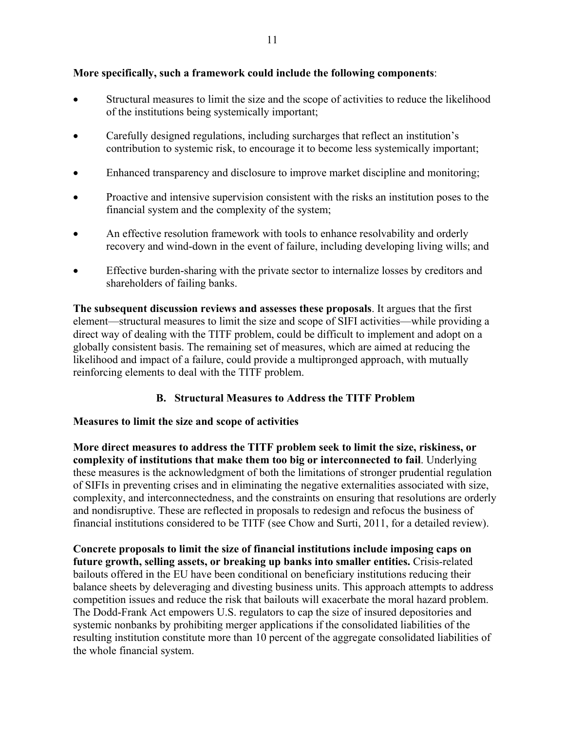**More specifically, such a framework could include the following components**:

- Structural measures to limit the size and the scope of activities to reduce the likelihood of the institutions being systemically important;
- Carefully designed regulations, including surcharges that reflect an institution's contribution to systemic risk, to encourage it to become less systemically important;
- Enhanced transparency and disclosure to improve market discipline and monitoring;
- Proactive and intensive supervision consistent with the risks an institution poses to the financial system and the complexity of the system;
- An effective resolution framework with tools to enhance resolvability and orderly recovery and wind-down in the event of failure, including developing living wills; and
- Effective burden-sharing with the private sector to internalize losses by creditors and shareholders of failing banks.

**The subsequent discussion reviews and assesses these proposals**. It argues that the first element—structural measures to limit the size and scope of SIFI activities—while providing a direct way of dealing with the TITF problem, could be difficult to implement and adopt on a globally consistent basis. The remaining set of measures, which are aimed at reducing the likelihood and impact of a failure, could provide a multipronged approach, with mutually reinforcing elements to deal with the TITF problem.

## B. Structural Measures to Address the TITF Problem

### Measures to limit the size and scope of activities

**More direct measures to address the TITF problem seek to limit the size, riskiness, or complexity of institutions that make them too big or interconnected to fail**. Underlying these measures is the acknowledgment of both the limitations of stronger prudential regulation of SIFIs in preventing crises and in eliminating the negative externalities associated with size, complexity, and interconnectedness, and the constraints on ensuring that resolutions are orderly and nondisruptive. These are reflected in proposals to redesign and refocus the business of financial institutions considered to be TITF (see Chow and Surti, 2011, for a detailed review).

**Concrete proposals to limit the size of financial institutions include imposing caps on future growth, selling assets, or breaking up banks into smaller entities.** Crisis-related bailouts offered in the EU have been conditional on beneficiary institutions reducing their balance sheets by deleveraging and divesting business units. This approach attempts to address competition issues and reduce the risk that bailouts will exacerbate the moral hazard problem. The Dodd-Frank Act empowers U.S. regulators to cap the size of insured depositories and systemic nonbanks by prohibiting merger applications if the consolidated liabilities of the resulting institution constitute more than 10 percent of the aggregate consolidated liabilities of the whole financial system.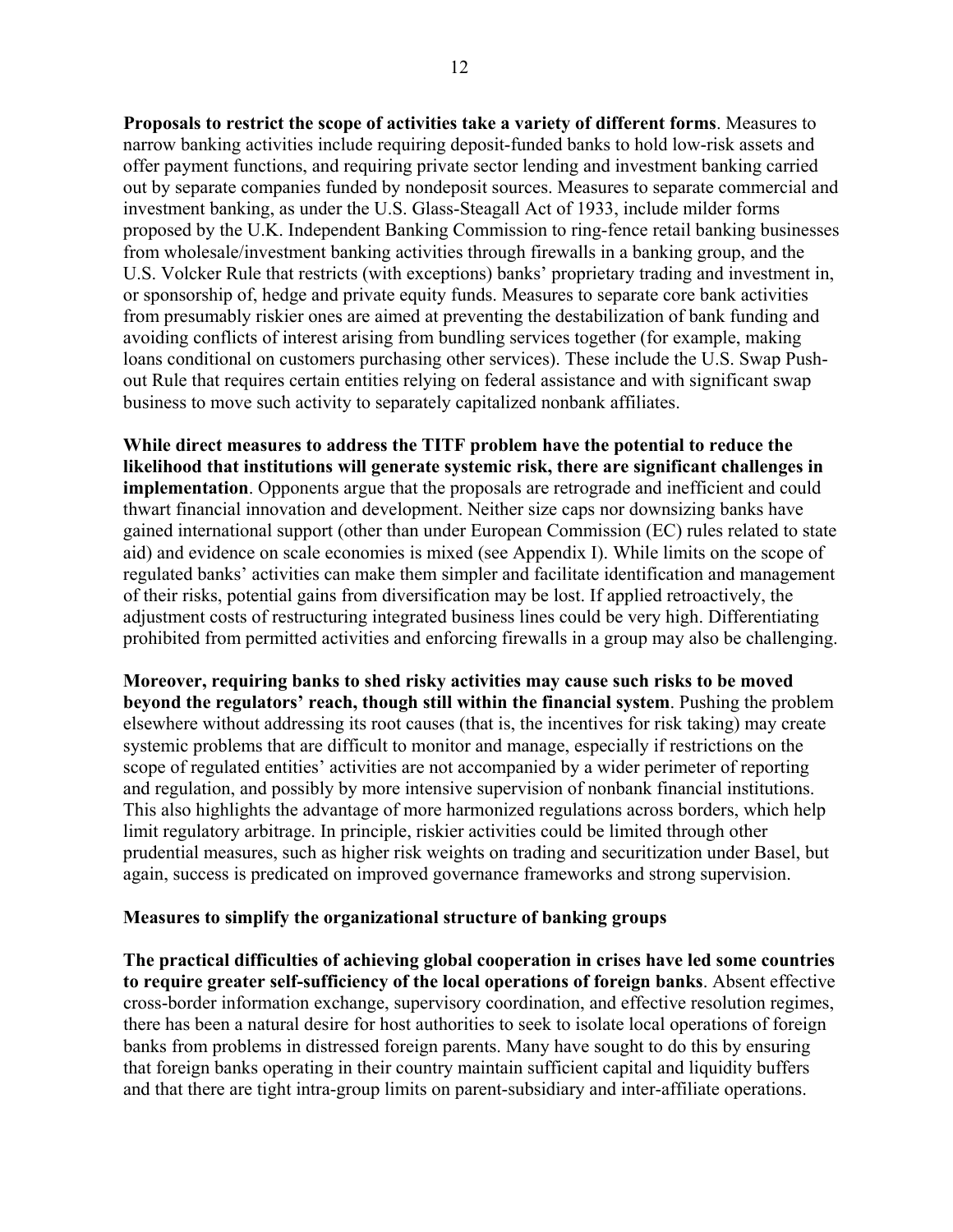**Proposals to restrict the scope of activities take a variety of different forms**. Measures to narrow banking activities include requiring deposit-funded banks to hold low-risk assets and offer payment functions, and requiring private sector lending and investment banking carried out by separate companies funded by nondeposit sources. Measures to separate commercial and investment banking, as under the U.S. Glass-Steagall Act of 1933, include milder forms proposed by the U.K. Independent Banking Commission to ring-fence retail banking businesses from wholesale/investment banking activities through firewalls in a banking group, and the U.S. Volcker Rule that restricts (with exceptions) banks' proprietary trading and investment in, or sponsorship of, hedge and private equity funds. Measures to separate core bank activities from presumably riskier ones are aimed at preventing the destabilization of bank funding and avoiding conflicts of interest arising from bundling services together (for example, making loans conditional on customers purchasing other services). These include the U.S. Swap Push-out Rule that requires certain entities relying on federal assistance and with significant swap business to move such activity to separately capitalized nonbank affiliates.

**While direct measures to address the TITF problem have the potential to reduce the likelihood that institutions will generate systemic risk, there are significant challenges in implementation**. Opponents argue that the proposals are retrograde and inefficient and could thwart financial innovation and development. Neither size caps nor downsizing banks have gained international support (other than under European Commission (EC) rules related to state aid) and evidence on scale economies is mixed (see Appendix I). While limits on the scope of regulated banks' activities can make them simpler and facilitate identification and management of their risks, potential gains from diversification may be lost. If applied retroactively, the adjustment costs of restructuring integrated business lines could be very high. Differentiating prohibited from permitted activities and enforcing firewalls in a group may also be challenging.

**Moreover, requiring banks to shed risky activities may cause such risks to be moved beyond the regulators' reach, though still within the financial system**. Pushing the problem elsewhere without addressing its root causes (that is, the incentives for risk taking) may create systemic problems that are difficult to monitor and manage, especially if restrictions on the scope of regulated entities' activities are not accompanied by a wider perimeter of reporting and regulation, and possibly by more intensive supervision of nonbank financial institutions. This also highlights the advantage of more harmonized regulations across borders, which help limit regulatory arbitrage. In principle, riskier activities could be limited through other prudential measures, such as higher risk weights on trading and securitization under Basel, but again, success is predicated on improved governance frameworks and strong supervision.

**Measures to simplify the organizational structure of banking groups**

**The practical difficulties of achieving global cooperation in crises have led some countries to require greater self-sufficiency of the local operations of foreign banks**. Absent effective cross-border information exchange, supervisory coordination, and effective resolution regimes, there has been a natural desire for host authorities to seek to isolate local operations of foreign banks from problems in distressed foreign parents. Many have sought to do this by ensuring that foreign banks operating in their country maintain sufficient capital and liquidity buffers and that there are tight intra-group limits on parent-subsidiary and inter-affiliate operations.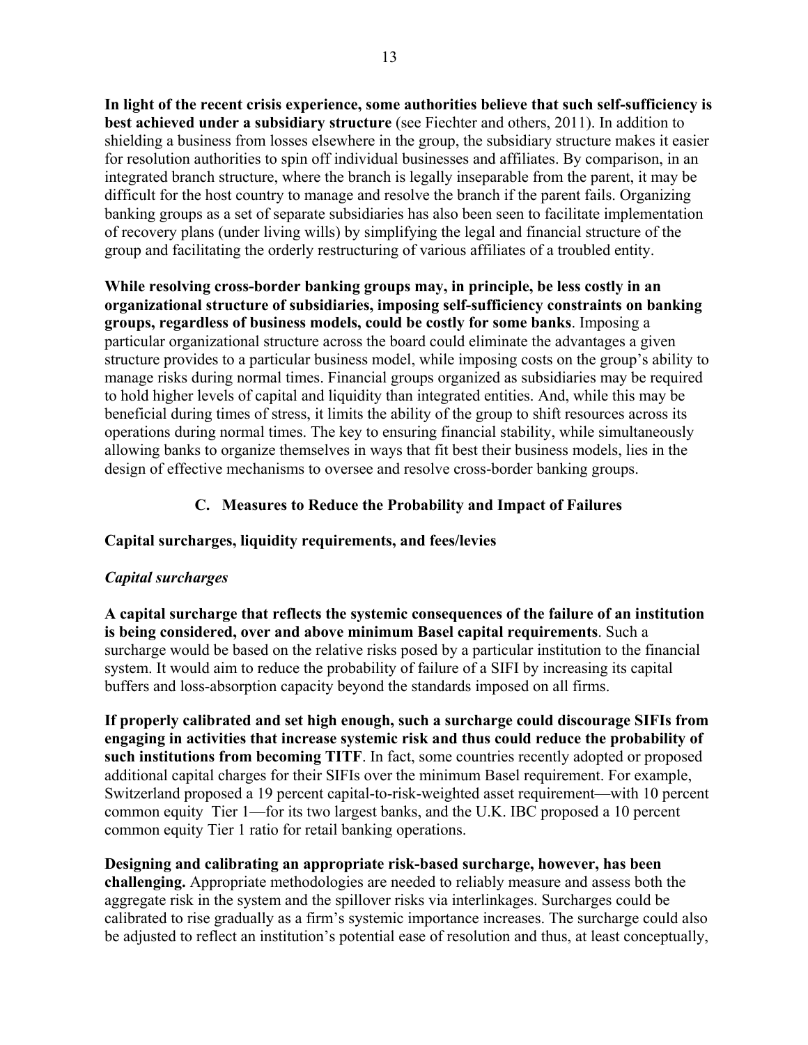**In light of the recent crisis experience, some authorities believe that such self-sufficiency is best achieved under a subsidiary structure** (see Fiechter and others, 2011). In addition to shielding a business from losses elsewhere in the group, the subsidiary structure makes it easier for resolution authorities to spin off individual businesses and affiliates. By comparison, in an integrated branch structure, where the branch is legally inseparable from the parent, it may be difficult for the host country to manage and resolve the branch if the parent fails. Organizing banking groups as a set of separate subsidiaries has also been seen to facilitate implementation of recovery plans (under living wills) by simplifying the legal and financial structure of the group and facilitating the orderly restructuring of various affiliates of a troubled entity.

**While resolving cross-border banking groups may, in principle, be less costly in an organizational structure of subsidiaries, imposing self-sufficiency constraints on banking groups, regardless of business models, could be costly for some banks**. Imposing a particular organizational structure across the board could eliminate the advantages a given structure provides to a particular business model, while imposing costs on the group's ability to manage risks during normal times. Financial groups organized as subsidiaries may be required to hold higher levels of capital and liquidity than integrated entities. And, while this may be beneficial during times of stress, it limits the ability of the group to shift resources across its operations during normal times. The key to ensuring financial stability, while simultaneously allowing banks to organize themselves in ways that fit best their business models, lies in the design of effective mechanisms to oversee and resolve cross-border banking groups.

## C. Measures to Reduce the Probability and Impact of Failures

### Capital surcharges, liquidity requirements, and fees/levies

#### *Capital surcharges*

**A capital surcharge that reflects the systemic consequences of the failure of an institution is being considered, over and above minimum Basel capital requirements**. Such a surcharge would be based on the relative risks posed by a particular institution to the financial system. It would aim to reduce the probability of failure of a SIFI by increasing its capital buffers and loss-absorption capacity beyond the standards imposed on all firms.

**If properly calibrated and set high enough, such a surcharge could discourage SIFIs from engaging in activities that increase systemic risk and thus could reduce the probability of such institutions from becoming TITF**. In fact, some countries recently adopted or proposed additional capital charges for their SIFIs over the minimum Basel requirement. For example, Switzerland proposed a 19 percent capital-to-risk-weighted asset requirement—with 10 percent common equity Tier 1—for its two largest banks, and the U.K. IBC proposed a 10 percent common equity Tier 1 ratio for retail banking operations.

**Designing and calibrating an appropriate risk-based surcharge, however, has been challenging.** Appropriate methodologies are needed to reliably measure and assess both the aggregate risk in the system and the spillover risks via interlinkages. Surcharges could be calibrated to rise gradually as a firm's systemic importance increases. The surcharge could also be adjusted to reflect an institution's potential ease of resolution and thus, at least conceptually,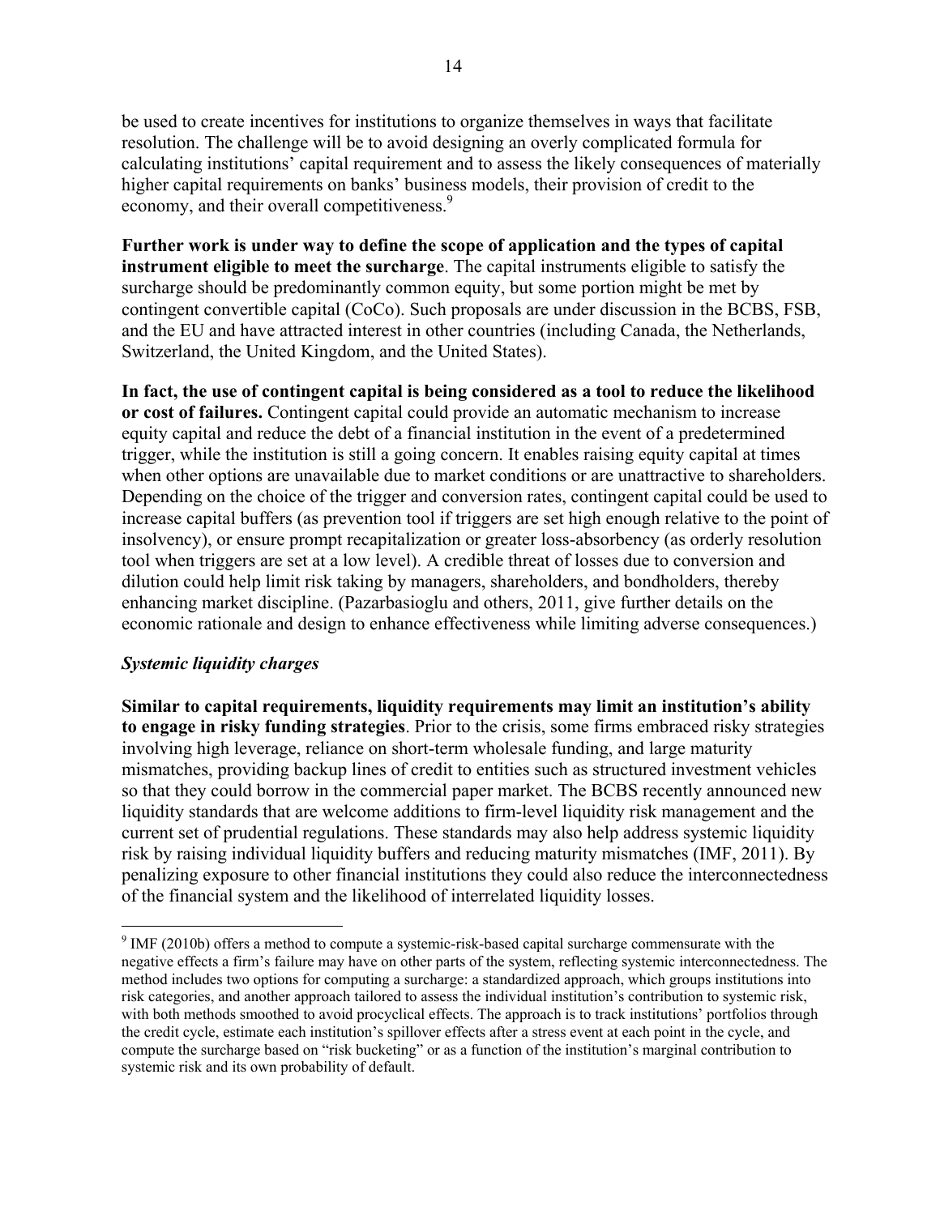be used to create incentives for institutions to organize themselves in ways that facilitate resolution. The challenge will be to avoid designing an overly complicated formula for calculating institutions' capital requirement and to assess the likely consequences of materially higher capital requirements on banks' business models, their provision of credit to the economy, and their overall competitiveness.[9]

**Further work is under way to define the scope of application and the types of capital instrument eligible to meet the surcharge**. The capital instruments eligible to satisfy the surcharge should be predominantly common equity, but some portion might be met by contingent convertible capital (CoCo). Such proposals are under discussion in the BCBS, FSB, and the EU and have attracted interest in other countries (including Canada, the Netherlands, Switzerland, the United Kingdom, and the United States).

**In fact, the use of contingent capital is being considered as a tool to reduce the likelihood or cost of failures.** Contingent capital could provide an automatic mechanism to increase equity capital and reduce the debt of a financial institution in the event of a predetermined trigger, while the institution is still a going concern. It enables raising equity capital at times when other options are unavailable due to market conditions or are unattractive to shareholders. Depending on the choice of the trigger and conversion rates, contingent capital could be used to increase capital buffers (as prevention tool if triggers are set high enough relative to the point of insolvency), or ensure prompt recapitalization or greater loss-absorbency (as orderly resolution tool when triggers are set at a low level). A credible threat of losses due to conversion and dilution could help limit risk taking by managers, shareholders, and bondholders, thereby enhancing market discipline. (Pazarbasioglu and others, 2011, give further details on the economic rationale and design to enhance effectiveness while limiting adverse consequences.)

### *Systemic liquidity charges*

**Similar to capital requirements, liquidity requirements may limit an institution's ability to engage in risky funding strategies**. Prior to the crisis, some firms embraced risky strategies involving high leverage, reliance on short-term wholesale funding, and large maturity mismatches, providing backup lines of credit to entities such as structured investment vehicles so that they could borrow in the commercial paper market. The BCBS recently announced new liquidity standards that are welcome additions to firm-level liquidity risk management and the current set of prudential regulations. These standards may also help address systemic liquidity risk by raising individual liquidity buffers and reducing maturity mismatches (IMF, 2011). By penalizing exposure to other financial institutions they could also reduce the interconnectedness of the financial system and the likelihood of interrelated liquidity losses.

---

[9] IMF (2010b) offers a method to compute a systemic-risk-based capital surcharge commensurate with the negative effects a firm's failure may have on other parts of the system, reflecting systemic interconnectedness. The method includes two options for computing a surcharge: a standardized approach, which groups institutions into risk categories, and another approach tailored to assess the individual institution's contribution to systemic risk, with both methods smoothed to avoid procyclical effects. The approach is to track institutions' portfolios through the credit cycle, estimate each institution's spillover effects after a stress event at each point in the cycle, and compute the surcharge based on "risk bucketing" or as a function of the institution's marginal contribution to systemic risk and its own probability of default.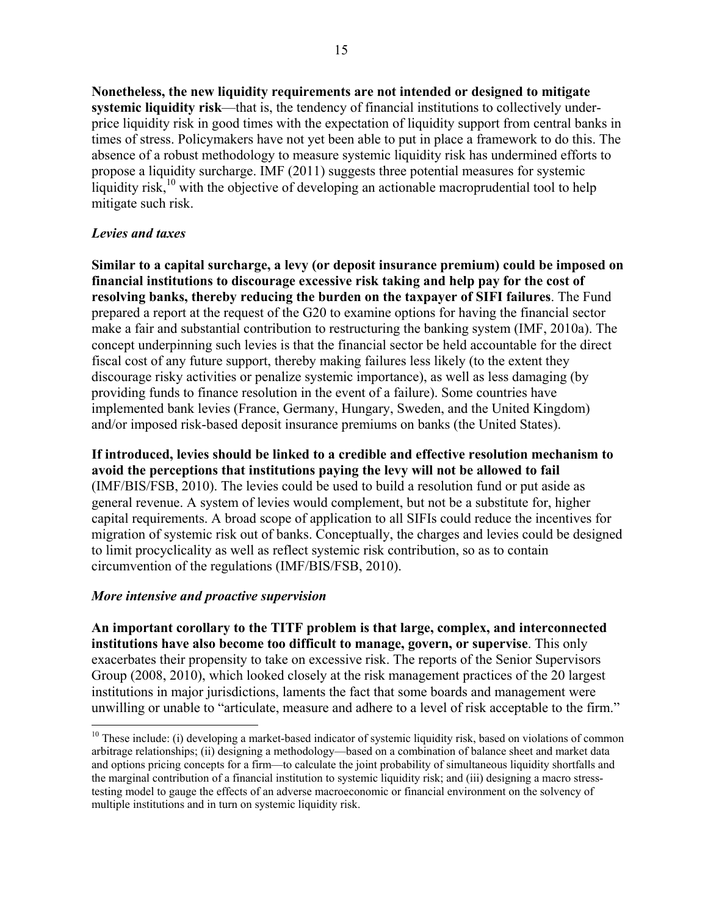**Nonetheless, the new liquidity requirements are not intended or designed to mitigate systemic liquidity risk**—that is, the tendency of financial institutions to collectively underprice liquidity risk in good times with the expectation of liquidity support from central banks in times of stress. Policymakers have not yet been able to put in place a framework to do this. The absence of a robust methodology to measure systemic liquidity risk has undermined efforts to propose a liquidity surcharge. IMF (2011) suggests three potential measures for systemic liquidity risk,[10] with the objective of developing an actionable macroprudential tool to help mitigate such risk.

### *Levies and taxes*

**Similar to a capital surcharge, a levy (or deposit insurance premium) could be imposed on financial institutions to discourage excessive risk taking and help pay for the cost of resolving banks, thereby reducing the burden on the taxpayer of SIFI failures**. The Fund prepared a report at the request of the G20 to examine options for having the financial sector make a fair and substantial contribution to restructuring the banking system (IMF, 2010a). The concept underpinning such levies is that the financial sector be held accountable for the direct fiscal cost of any future support, thereby making failures less likely (to the extent they discourage risky activities or penalize systemic importance), as well as less damaging (by providing funds to finance resolution in the event of a failure). Some countries have implemented bank levies (France, Germany, Hungary, Sweden, and the United Kingdom) and/or imposed risk-based deposit insurance premiums on banks (the United States).

**If introduced, levies should be linked to a credible and effective resolution mechanism to avoid the perceptions that institutions paying the levy will not be allowed to fail** (IMF/BIS/FSB, 2010). The levies could be used to build a resolution fund or put aside as general revenue. A system of levies would complement, but not be a substitute for, higher capital requirements. A broad scope of application to all SIFIs could reduce the incentives for migration of systemic risk out of banks. Conceptually, the charges and levies could be designed to limit procyclicality as well as reflect systemic risk contribution, so as to contain circumvention of the regulations (IMF/BIS/FSB, 2010).

### *More intensive and proactive supervision*

**An important corollary to the TITF problem is that large, complex, and interconnected institutions have also become too difficult to manage, govern, or supervise**. This only exacerbates their propensity to take on excessive risk. The reports of the Senior Supervisors Group (2008, 2010), which looked closely at the risk management practices of the 20 largest institutions in major jurisdictions, laments the fact that some boards and management were unwilling or unable to "articulate, measure and adhere to a level of risk acceptable to the firm."

[10] These include: (i) developing a market-based indicator of systemic liquidity risk, based on violations of common arbitrage relationships; (ii) designing a methodology—based on a combination of balance sheet and market data and options pricing concepts for a firm—to calculate the joint probability of simultaneous liquidity shortfalls and the marginal contribution of a financial institution to systemic liquidity risk; and (iii) designing a macro stress-testing model to gauge the effects of an adverse macroeconomic or financial environment on the solvency of multiple institutions and in turn on systemic liquidity risk.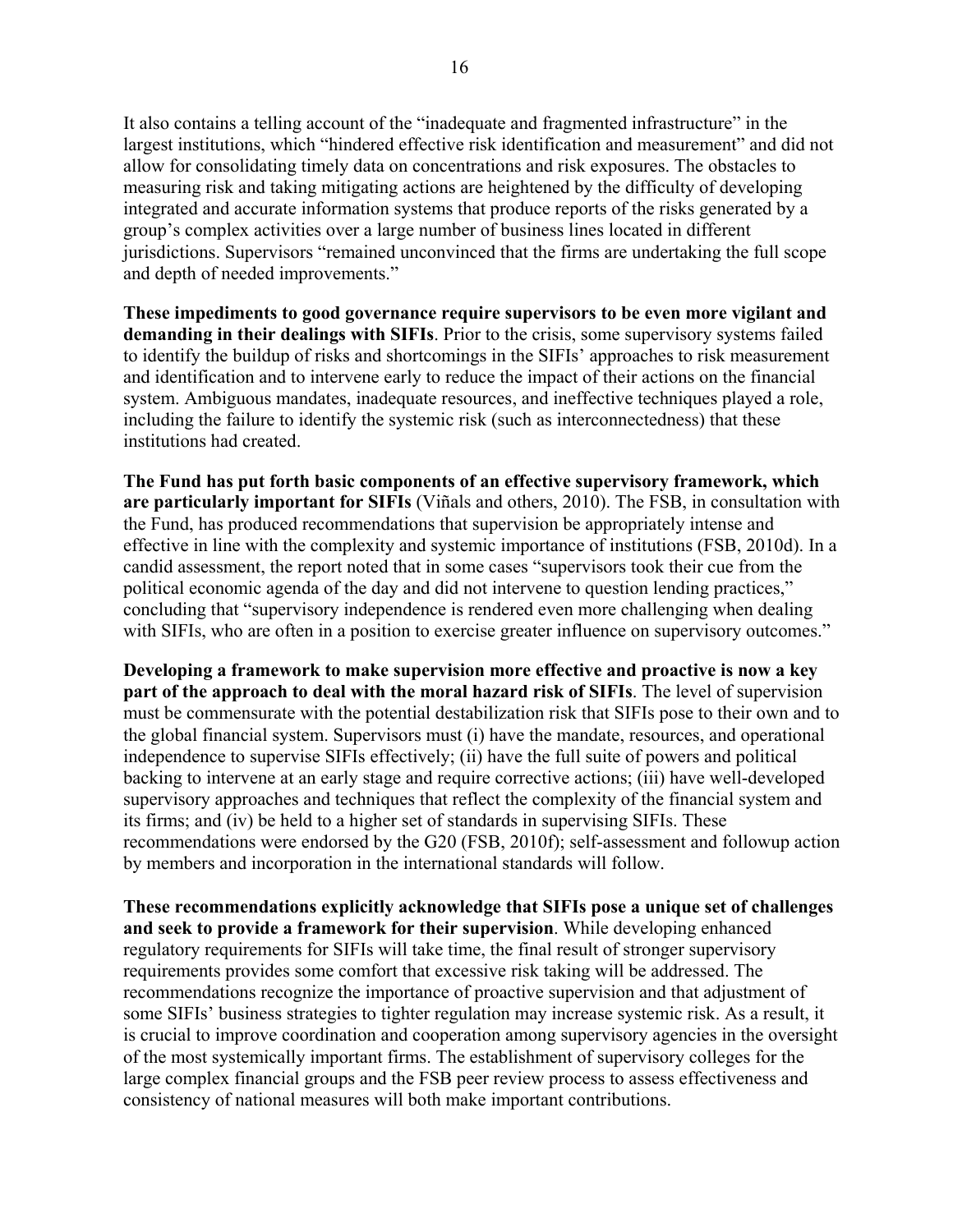It also contains a telling account of the "inadequate and fragmented infrastructure" in the largest institutions, which "hindered effective risk identification and measurement" and did not allow for consolidating timely data on concentrations and risk exposures. The obstacles to measuring risk and taking mitigating actions are heightened by the difficulty of developing integrated and accurate information systems that produce reports of the risks generated by a group's complex activities over a large number of business lines located in different jurisdictions. Supervisors "remained unconvinced that the firms are undertaking the full scope and depth of needed improvements."

**These impediments to good governance require supervisors to be even more vigilant and demanding in their dealings with SIFIs**. Prior to the crisis, some supervisory systems failed to identify the buildup of risks and shortcomings in the SIFIs' approaches to risk measurement and identification and to intervene early to reduce the impact of their actions on the financial system. Ambiguous mandates, inadequate resources, and ineffective techniques played a role, including the failure to identify the systemic risk (such as interconnectedness) that these institutions had created.

**The Fund has put forth basic components of an effective supervisory framework, which are particularly important for SIFIs** (Viñals and others, 2010). The FSB, in consultation with the Fund, has produced recommendations that supervision be appropriately intense and effective in line with the complexity and systemic importance of institutions (FSB, 2010d). In a candid assessment, the report noted that in some cases "supervisors took their cue from the political economic agenda of the day and did not intervene to question lending practices," concluding that "supervisory independence is rendered even more challenging when dealing with SIFIs, who are often in a position to exercise greater influence on supervisory outcomes."

**Developing a framework to make supervision more effective and proactive is now a key part of the approach to deal with the moral hazard risk of SIFIs**. The level of supervision must be commensurate with the potential destabilization risk that SIFIs pose to their own and to the global financial system. Supervisors must (i) have the mandate, resources, and operational independence to supervise SIFIs effectively; (ii) have the full suite of powers and political backing to intervene at an early stage and require corrective actions; (iii) have well-developed supervisory approaches and techniques that reflect the complexity of the financial system and its firms; and (iv) be held to a higher set of standards in supervising SIFIs. These recommendations were endorsed by the G20 (FSB, 2010f); self-assessment and followup action by members and incorporation in the international standards will follow.

**These recommendations explicitly acknowledge that SIFIs pose a unique set of challenges and seek to provide a framework for their supervision**. While developing enhanced regulatory requirements for SIFIs will take time, the final result of stronger supervisory requirements provides some comfort that excessive risk taking will be addressed. The recommendations recognize the importance of proactive supervision and that adjustment of some SIFIs' business strategies to tighter regulation may increase systemic risk. As a result, it is crucial to improve coordination and cooperation among supervisory agencies in the oversight of the most systemically important firms. The establishment of supervisory colleges for the large complex financial groups and the FSB peer review process to assess effectiveness and consistency of national measures will both make important contributions.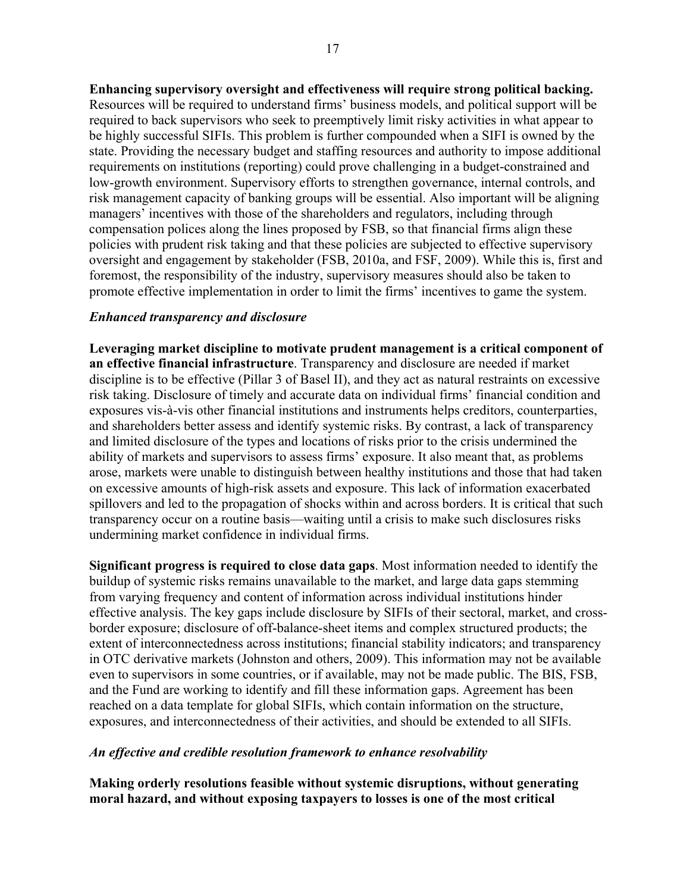**Enhancing supervisory oversight and effectiveness will require strong political backing.** Resources will be required to understand firms' business models, and political support will be required to back supervisors who seek to preemptively limit risky activities in what appear to be highly successful SIFIs. This problem is further compounded when a SIFI is owned by the state. Providing the necessary budget and staffing resources and authority to impose additional requirements on institutions (reporting) could prove challenging in a budget-constrained and low-growth environment. Supervisory efforts to strengthen governance, internal controls, and risk management capacity of banking groups will be essential. Also important will be aligning managers' incentives with those of the shareholders and regulators, including through compensation polices along the lines proposed by FSB, so that financial firms align these policies with prudent risk taking and that these policies are subjected to effective supervisory oversight and engagement by stakeholder (FSB, 2010a, and FSF, 2009). While this is, first and foremost, the responsibility of the industry, supervisory measures should also be taken to promote effective implementation in order to limit the firms' incentives to game the system.

***Enhanced transparency and disclosure***

**Leveraging market discipline to motivate prudent management is a critical component of an effective financial infrastructure**. Transparency and disclosure are needed if market discipline is to be effective (Pillar 3 of Basel II), and they act as natural restraints on excessive risk taking. Disclosure of timely and accurate data on individual firms' financial condition and exposures vis-à-vis other financial institutions and instruments helps creditors, counterparties, and shareholders better assess and identify systemic risks. By contrast, a lack of transparency and limited disclosure of the types and locations of risks prior to the crisis undermined the ability of markets and supervisors to assess firms' exposure. It also meant that, as problems arose, markets were unable to distinguish between healthy institutions and those that had taken on excessive amounts of high-risk assets and exposure. This lack of information exacerbated spillovers and led to the propagation of shocks within and across borders. It is critical that such transparency occur on a routine basis—waiting until a crisis to make such disclosures risks undermining market confidence in individual firms.

**Significant progress is required to close data gaps**. Most information needed to identify the buildup of systemic risks remains unavailable to the market, and large data gaps stemming from varying frequency and content of information across individual institutions hinder effective analysis. The key gaps include disclosure by SIFIs of their sectoral, market, and cross-border exposure; disclosure of off-balance-sheet items and complex structured products; the extent of interconnectedness across institutions; financial stability indicators; and transparency in OTC derivative markets (Johnston and others, 2009). This information may not be available even to supervisors in some countries, or if available, may not be made public. The BIS, FSB, and the Fund are working to identify and fill these information gaps. Agreement has been reached on a data template for global SIFIs, which contain information on the structure, exposures, and interconnectedness of their activities, and should be extended to all SIFIs.

***An effective and credible resolution framework to enhance resolvability***

**Making orderly resolutions feasible without systemic disruptions, without generating moral hazard, and without exposing taxpayers to losses is one of the most critical**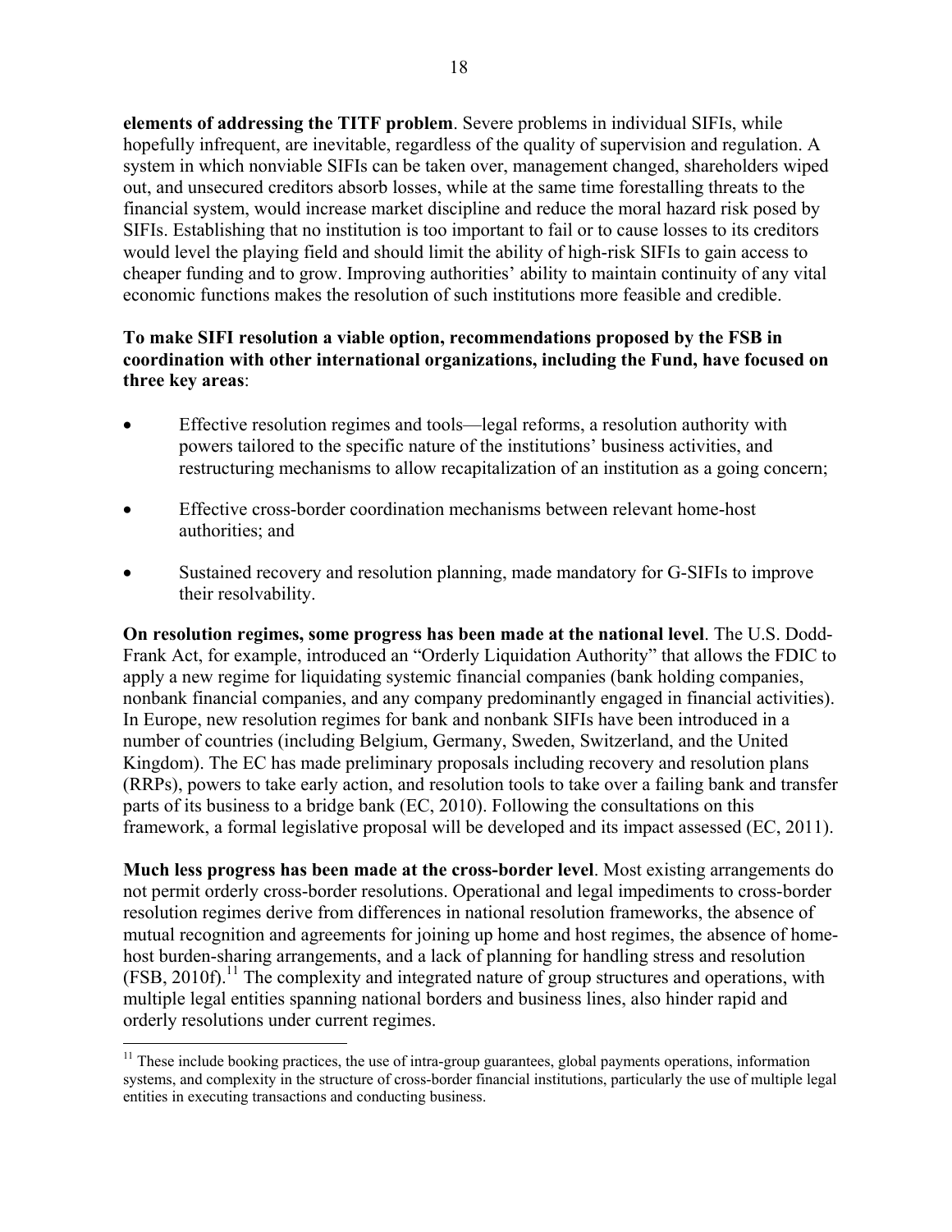**elements of addressing the TITF problem**. Severe problems in individual SIFIs, while hopefully infrequent, are inevitable, regardless of the quality of supervision and regulation. A system in which nonviable SIFIs can be taken over, management changed, shareholders wiped out, and unsecured creditors absorb losses, while at the same time forestalling threats to the financial system, would increase market discipline and reduce the moral hazard risk posed by SIFIs. Establishing that no institution is too important to fail or to cause losses to its creditors would level the playing field and should limit the ability of high-risk SIFIs to gain access to cheaper funding and to grow. Improving authorities' ability to maintain continuity of any vital economic functions makes the resolution of such institutions more feasible and credible.

**To make SIFI resolution a viable option, recommendations proposed by the FSB in coordination with other international organizations, including the Fund, have focused on three key areas**:

- Effective resolution regimes and tools—legal reforms, a resolution authority with powers tailored to the specific nature of the institutions' business activities, and restructuring mechanisms to allow recapitalization of an institution as a going concern;
- Effective cross-border coordination mechanisms between relevant home-host authorities; and
- Sustained recovery and resolution planning, made mandatory for G-SIFIs to improve their resolvability.

**On resolution regimes, some progress has been made at the national level**. The U.S. Dodd-Frank Act, for example, introduced an "Orderly Liquidation Authority" that allows the FDIC to apply a new regime for liquidating systemic financial companies (bank holding companies, nonbank financial companies, and any company predominantly engaged in financial activities). In Europe, new resolution regimes for bank and nonbank SIFIs have been introduced in a number of countries (including Belgium, Germany, Sweden, Switzerland, and the United Kingdom). The EC has made preliminary proposals including recovery and resolution plans (RRPs), powers to take early action, and resolution tools to take over a failing bank and transfer parts of its business to a bridge bank (EC, 2010). Following the consultations on this framework, a formal legislative proposal will be developed and its impact assessed (EC, 2011).

**Much less progress has been made at the cross-border level**. Most existing arrangements do not permit orderly cross-border resolutions. Operational and legal impediments to cross-border resolution regimes derive from differences in national resolution frameworks, the absence of mutual recognition and agreements for joining up home and host regimes, the absence of home-host burden-sharing arrangements, and a lack of planning for handling stress and resolution (FSB, 2010f).[11] The complexity and integrated nature of group structures and operations, with multiple legal entities spanning national borders and business lines, also hinder rapid and orderly resolutions under current regimes.

[11] These include booking practices, the use of intra-group guarantees, global payments operations, information systems, and complexity in the structure of cross-border financial institutions, particularly the use of multiple legal entities in executing transactions and conducting business.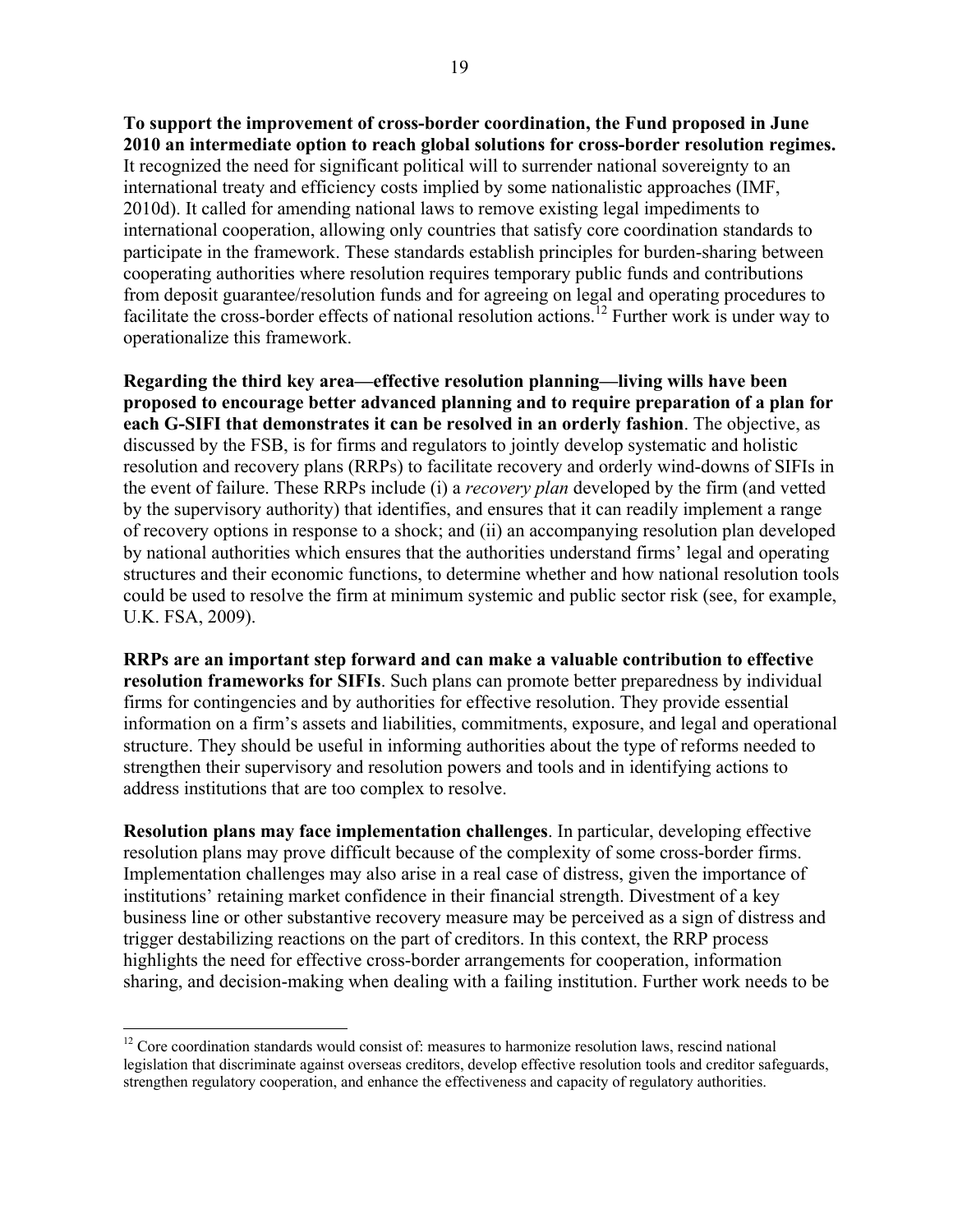**To support the improvement of cross-border coordination, the Fund proposed in June 2010 an intermediate option to reach global solutions for cross-border resolution regimes.** It recognized the need for significant political will to surrender national sovereignty to an international treaty and efficiency costs implied by some nationalistic approaches (IMF, 2010d). It called for amending national laws to remove existing legal impediments to international cooperation, allowing only countries that satisfy core coordination standards to participate in the framework. These standards establish principles for burden-sharing between cooperating authorities where resolution requires temporary public funds and contributions from deposit guarantee/resolution funds and for agreeing on legal and operating procedures to facilitate the cross-border effects of national resolution actions.[12] Further work is under way to operationalize this framework.

**Regarding the third key area—effective resolution planning—living wills have been proposed to encourage better advanced planning and to require preparation of a plan for each G-SIFI that demonstrates it can be resolved in an orderly fashion**. The objective, as discussed by the FSB, is for firms and regulators to jointly develop systematic and holistic resolution and recovery plans (RRPs) to facilitate recovery and orderly wind-downs of SIFIs in the event of failure. These RRPs include (i) a *recovery plan* developed by the firm (and vetted by the supervisory authority) that identifies, and ensures that it can readily implement a range of recovery options in response to a shock; and (ii) an accompanying resolution plan developed by national authorities which ensures that the authorities understand firms' legal and operating structures and their economic functions, to determine whether and how national resolution tools could be used to resolve the firm at minimum systemic and public sector risk (see, for example, U.K. FSA, 2009).

**RRPs are an important step forward and can make a valuable contribution to effective resolution frameworks for SIFIs**. Such plans can promote better preparedness by individual firms for contingencies and by authorities for effective resolution. They provide essential information on a firm's assets and liabilities, commitments, exposure, and legal and operational structure. They should be useful in informing authorities about the type of reforms needed to strengthen their supervisory and resolution powers and tools and in identifying actions to address institutions that are too complex to resolve.

**Resolution plans may face implementation challenges**. In particular, developing effective resolution plans may prove difficult because of the complexity of some cross-border firms. Implementation challenges may also arise in a real case of distress, given the importance of institutions' retaining market confidence in their financial strength. Divestment of a key business line or other substantive recovery measure may be perceived as a sign of distress and trigger destabilizing reactions on the part of creditors. In this context, the RRP process highlights the need for effective cross-border arrangements for cooperation, information sharing, and decision-making when dealing with a failing institution. Further work needs to be

---

[12] Core coordination standards would consist of: measures to harmonize resolution laws, rescind national legislation that discriminate against overseas creditors, develop effective resolution tools and creditor safeguards, strengthen regulatory cooperation, and enhance the effectiveness and capacity of regulatory authorities.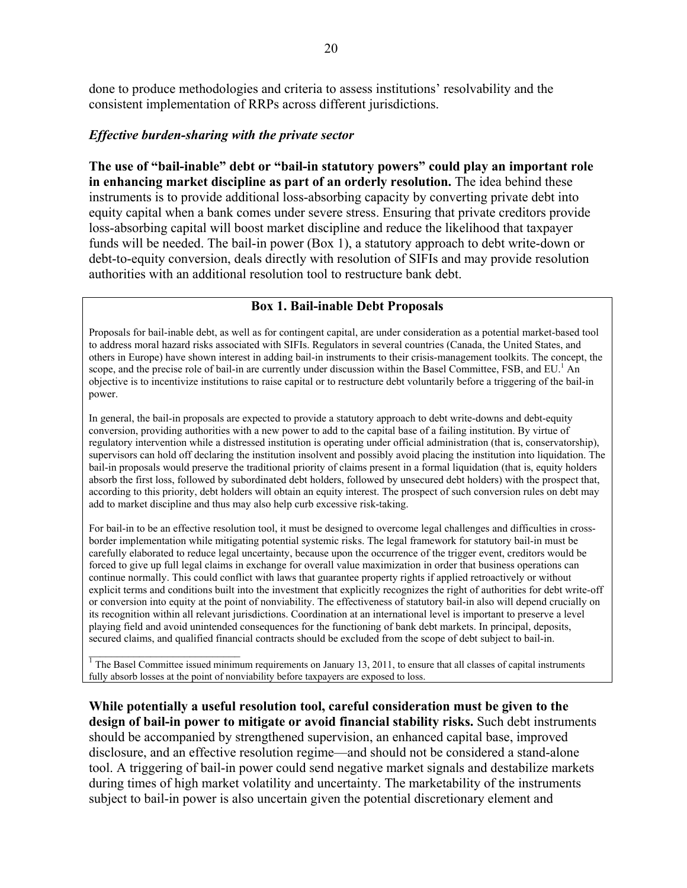done to produce methodologies and criteria to assess institutions' resolvability and the consistent implementation of RRPs across different jurisdictions.

***Effective burden-sharing with the private sector***

**The use of "bail-inable" debt or "bail-in statutory powers" could play an important role in enhancing market discipline as part of an orderly resolution.** The idea behind these instruments is to provide additional loss-absorbing capacity by converting private debt into equity capital when a bank comes under severe stress. Ensuring that private creditors provide loss-absorbing capital will boost market discipline and reduce the likelihood that taxpayer funds will be needed. The bail-in power (Box 1), a statutory approach to debt write-down or debt-to-equity conversion, deals directly with resolution of SIFIs and may provide resolution authorities with an additional resolution tool to restructure bank debt.

### Box 1. Bail-inable Debt Proposals

Proposals for bail-inable debt, as well as for contingent capital, are under consideration as a potential market-based tool to address moral hazard risks associated with SIFIs. Regulators in several countries (Canada, the United States, and others in Europe) have shown interest in adding bail-in instruments to their crisis-management toolkits. The concept, the scope, and the precise role of bail-in are currently under discussion within the Basel Committee, FSB, and EU.[1] An objective is to incentivize institutions to raise capital or to restructure debt voluntarily before a triggering of the bail-in power.

In general, the bail-in proposals are expected to provide a statutory approach to debt write-downs and debt-equity conversion, providing authorities with a new power to add to the capital base of a failing institution. By virtue of regulatory intervention while a distressed institution is operating under official administration (that is, conservatorship), supervisors can hold off declaring the institution insolvent and possibly avoid placing the institution into liquidation. The bail-in proposals would preserve the traditional priority of claims present in a formal liquidation (that is, equity holders absorb the first loss, followed by subordinated debt holders, followed by unsecured debt holders) with the prospect that, according to this priority, debt holders will obtain an equity interest. The prospect of such conversion rules on debt may add to market discipline and thus may also help curb excessive risk-taking.

For bail-in to be an effective resolution tool, it must be designed to overcome legal challenges and difficulties in cross-border implementation while mitigating potential systemic risks. The legal framework for statutory bail-in must be carefully elaborated to reduce legal uncertainty, because upon the occurrence of the trigger event, creditors would be forced to give up full legal claims in exchange for overall value maximization in order that business operations can continue normally. This could conflict with laws that guarantee property rights if applied retroactively or without explicit terms and conditions built into the investment that explicitly recognizes the right of authorities for debt write-off or conversion into equity at the point of nonviability. The effectiveness of statutory bail-in also will depend crucially on its recognition within all relevant jurisdictions. Coordination at an international level is important to preserve a level playing field and avoid unintended consequences for the functioning of bank debt markets. In principal, deposits, secured claims, and qualified financial contracts should be excluded from the scope of debt subject to bail-in.

[1] The Basel Committee issued minimum requirements on January 13, 2011, to ensure that all classes of capital instruments fully absorb losses at the point of nonviability before taxpayers are exposed to loss.

**While potentially a useful resolution tool, careful consideration must be given to the design of bail-in power to mitigate or avoid financial stability risks.** Such debt instruments should be accompanied by strengthened supervision, an enhanced capital base, improved disclosure, and an effective resolution regime—and should not be considered a stand-alone tool. A triggering of bail-in power could send negative market signals and destabilize markets during times of high market volatility and uncertainty. The marketability of the instruments subject to bail-in power is also uncertain given the potential discretionary element and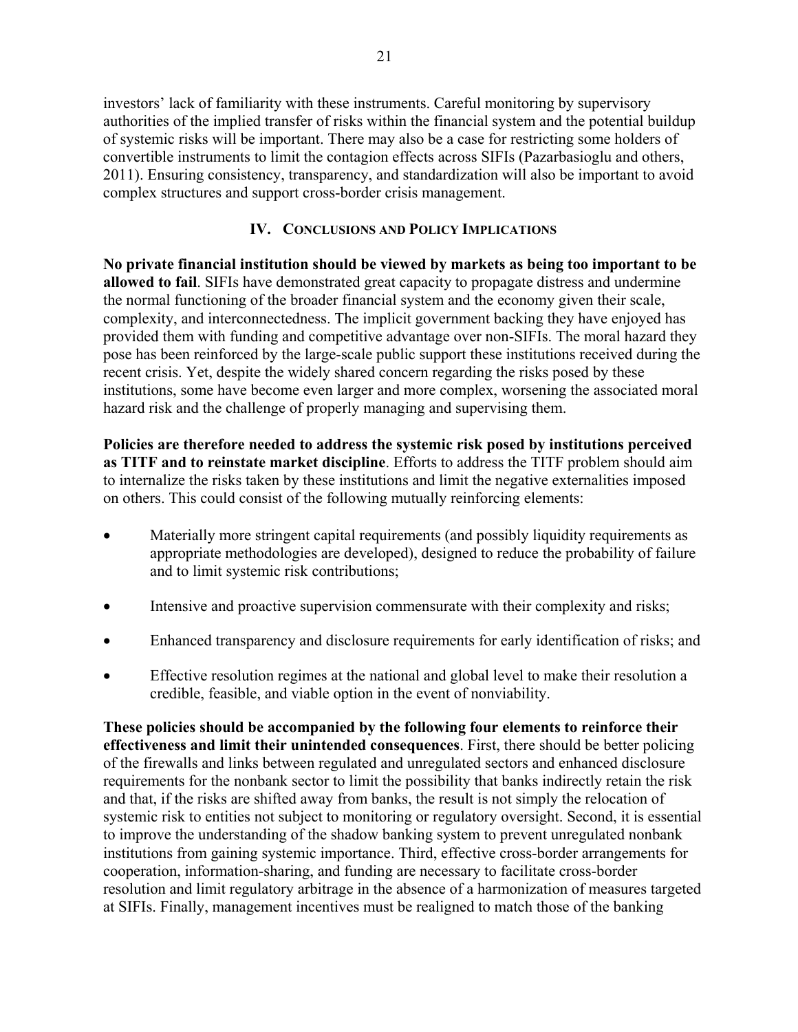investors' lack of familiarity with these instruments. Careful monitoring by supervisory authorities of the implied transfer of risks within the financial system and the potential buildup of systemic risks will be important. There may also be a case for restricting some holders of convertible instruments to limit the contagion effects across SIFIs (Pazarbasioglu and others, 2011). Ensuring consistency, transparency, and standardization will also be important to avoid complex structures and support cross-border crisis management.

## IV. Conclusions and Policy Implications

**No private financial institution should be viewed by markets as being too important to be allowed to fail**. SIFIs have demonstrated great capacity to propagate distress and undermine the normal functioning of the broader financial system and the economy given their scale, complexity, and interconnectedness. The implicit government backing they have enjoyed has provided them with funding and competitive advantage over non-SIFIs. The moral hazard they pose has been reinforced by the large-scale public support these institutions received during the recent crisis. Yet, despite the widely shared concern regarding the risks posed by these institutions, some have become even larger and more complex, worsening the associated moral hazard risk and the challenge of properly managing and supervising them.

**Policies are therefore needed to address the systemic risk posed by institutions perceived as TITF and to reinstate market discipline**. Efforts to address the TITF problem should aim to internalize the risks taken by these institutions and limit the negative externalities imposed on others. This could consist of the following mutually reinforcing elements:

- Materially more stringent capital requirements (and possibly liquidity requirements as appropriate methodologies are developed), designed to reduce the probability of failure and to limit systemic risk contributions;
- Intensive and proactive supervision commensurate with their complexity and risks;
- Enhanced transparency and disclosure requirements for early identification of risks; and
- Effective resolution regimes at the national and global level to make their resolution a credible, feasible, and viable option in the event of nonviability.

**These policies should be accompanied by the following four elements to reinforce their effectiveness and limit their unintended consequences**. First, there should be better policing of the firewalls and links between regulated and unregulated sectors and enhanced disclosure requirements for the nonbank sector to limit the possibility that banks indirectly retain the risk and that, if the risks are shifted away from banks, the result is not simply the relocation of systemic risk to entities not subject to monitoring or regulatory oversight. Second, it is essential to improve the understanding of the shadow banking system to prevent unregulated nonbank institutions from gaining systemic importance. Third, effective cross-border arrangements for cooperation, information-sharing, and funding are necessary to facilitate cross-border resolution and limit regulatory arbitrage in the absence of a harmonization of measures targeted at SIFIs. Finally, management incentives must be realigned to match those of the banking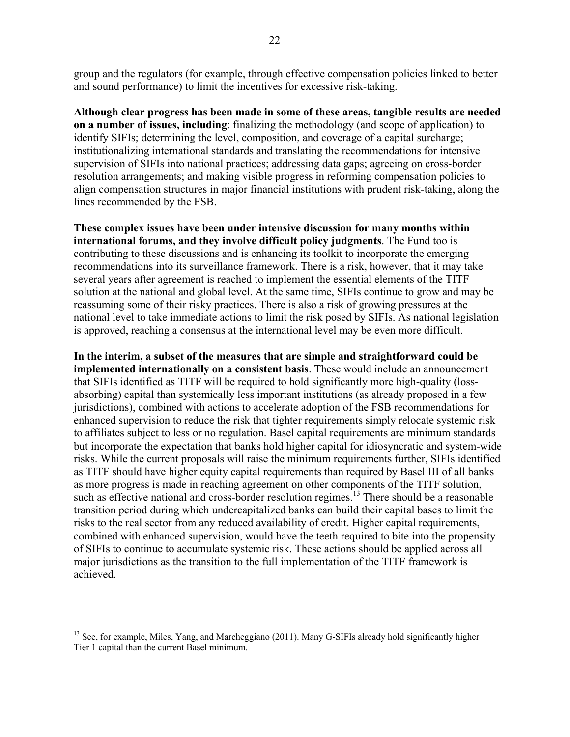group and the regulators (for example, through effective compensation policies linked to better and sound performance) to limit the incentives for excessive risk-taking.

**Although clear progress has been made in some of these areas, tangible results are needed on a number of issues, including**: finalizing the methodology (and scope of application) to identify SIFIs; determining the level, composition, and coverage of a capital surcharge; institutionalizing international standards and translating the recommendations for intensive supervision of SIFIs into national practices; addressing data gaps; agreeing on cross-border resolution arrangements; and making visible progress in reforming compensation policies to align compensation structures in major financial institutions with prudent risk-taking, along the lines recommended by the FSB.

**These complex issues have been under intensive discussion for many months within international forums, and they involve difficult policy judgments**. The Fund too is contributing to these discussions and is enhancing its toolkit to incorporate the emerging recommendations into its surveillance framework. There is a risk, however, that it may take several years after agreement is reached to implement the essential elements of the TITF solution at the national and global level. At the same time, SIFIs continue to grow and may be reassuming some of their risky practices. There is also a risk of growing pressures at the national level to take immediate actions to limit the risk posed by SIFIs. As national legislation is approved, reaching a consensus at the international level may be even more difficult.

**In the interim, a subset of the measures that are simple and straightforward could be implemented internationally on a consistent basis**. These would include an announcement that SIFIs identified as TITF will be required to hold significantly more high-quality (loss-absorbing) capital than systemically less important institutions (as already proposed in a few jurisdictions), combined with actions to accelerate adoption of the FSB recommendations for enhanced supervision to reduce the risk that tighter requirements simply relocate systemic risk to affiliates subject to less or no regulation. Basel capital requirements are minimum standards but incorporate the expectation that banks hold higher capital for idiosyncratic and system-wide risks. While the current proposals will raise the minimum requirements further, SIFIs identified as TITF should have higher equity capital requirements than required by Basel III of all banks as more progress is made in reaching agreement on other components of the TITF solution, such as effective national and cross-border resolution regimes.[13] There should be a reasonable transition period during which undercapitalized banks can build their capital bases to limit the risks to the real sector from any reduced availability of credit. Higher capital requirements, combined with enhanced supervision, would have the teeth required to bite into the propensity of SIFIs to continue to accumulate systemic risk. These actions should be applied across all major jurisdictions as the transition to the full implementation of the TITF framework is achieved.

[13] See, for example, Miles, Yang, and Marcheggiano (2011). Many G-SIFIs already hold significantly higher Tier 1 capital than the current Basel minimum.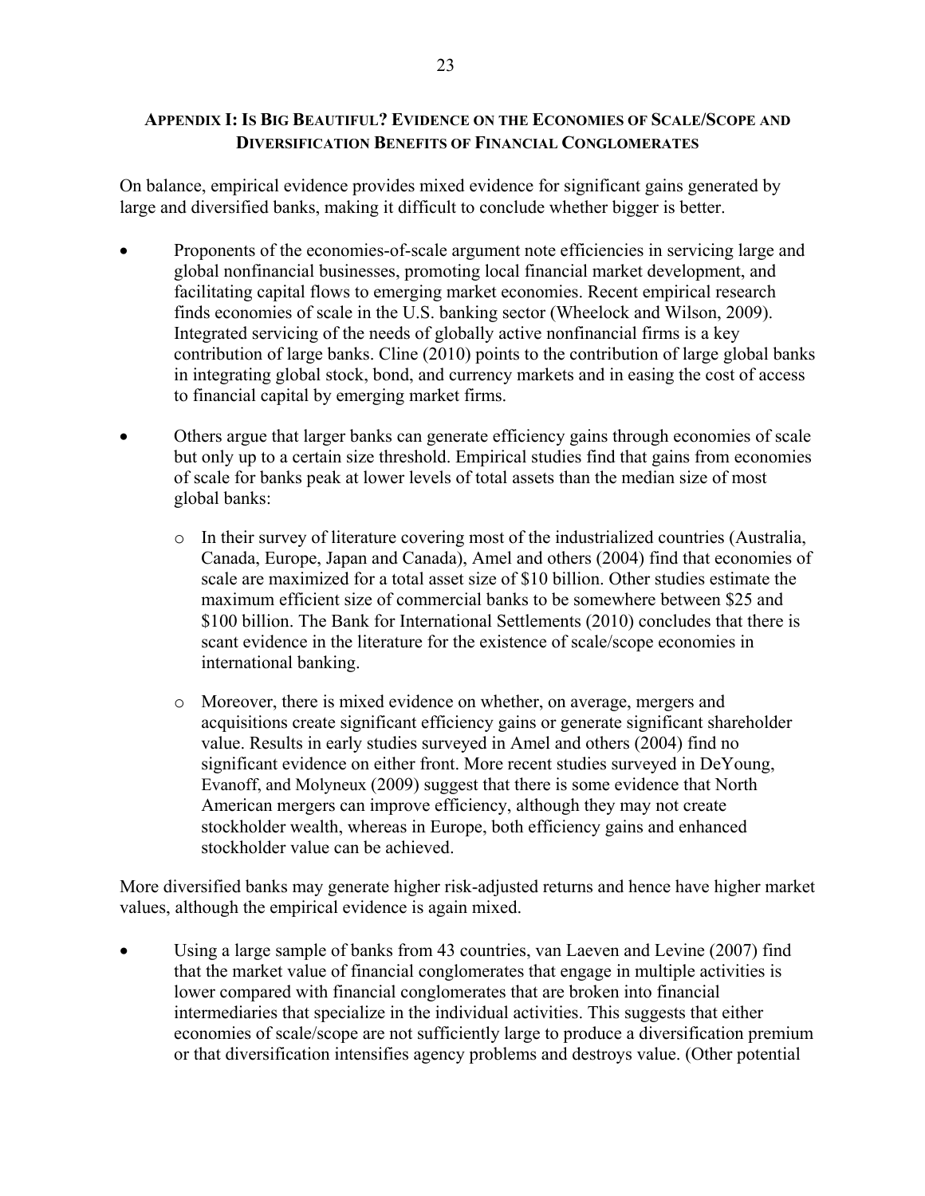## Appendix I: Is Big Beautiful? Evidence on the Economies of Scale/Scope and Diversification Benefits of Financial Conglomerates

On balance, empirical evidence provides mixed evidence for significant gains generated by large and diversified banks, making it difficult to conclude whether bigger is better.

- Proponents of the economies-of-scale argument note efficiencies in servicing large and global nonfinancial businesses, promoting local financial market development, and facilitating capital flows to emerging market economies. Recent empirical research finds economies of scale in the U.S. banking sector (Wheelock and Wilson, 2009). Integrated servicing of the needs of globally active nonfinancial firms is a key contribution of large banks. Cline (2010) points to the contribution of large global banks in integrating global stock, bond, and currency markets and in easing the cost of access to financial capital by emerging market firms.

- Others argue that larger banks can generate efficiency gains through economies of scale but only up to a certain size threshold. Empirical studies find that gains from economies of scale for banks peak at lower levels of total assets than the median size of most global banks:

  - In their survey of literature covering most of the industrialized countries (Australia, Canada, Europe, Japan and Canada), Amel and others (2004) find that economies of scale are maximized for a total asset size of $10 billion. Other studies estimate the maximum efficient size of commercial banks to be somewhere between $25 and $100 billion. The Bank for International Settlements (2010) concludes that there is scant evidence in the literature for the existence of scale/scope economies in international banking.

  - Moreover, there is mixed evidence on whether, on average, mergers and acquisitions create significant efficiency gains or generate significant shareholder value. Results in early studies surveyed in Amel and others (2004) find no significant evidence on either front. More recent studies surveyed in DeYoung, Evanoff, and Molyneux (2009) suggest that there is some evidence that North American mergers can improve efficiency, although they may not create stockholder wealth, whereas in Europe, both efficiency gains and enhanced stockholder value can be achieved.

More diversified banks may generate higher risk-adjusted returns and hence have higher market values, although the empirical evidence is again mixed.

- Using a large sample of banks from 43 countries, van Laeven and Levine (2007) find that the market value of financial conglomerates that engage in multiple activities is lower compared with financial conglomerates that are broken into financial intermediaries that specialize in the individual activities. This suggests that either economies of scale/scope are not sufficiently large to produce a diversification premium or that diversification intensifies agency problems and destroys value. (Other potential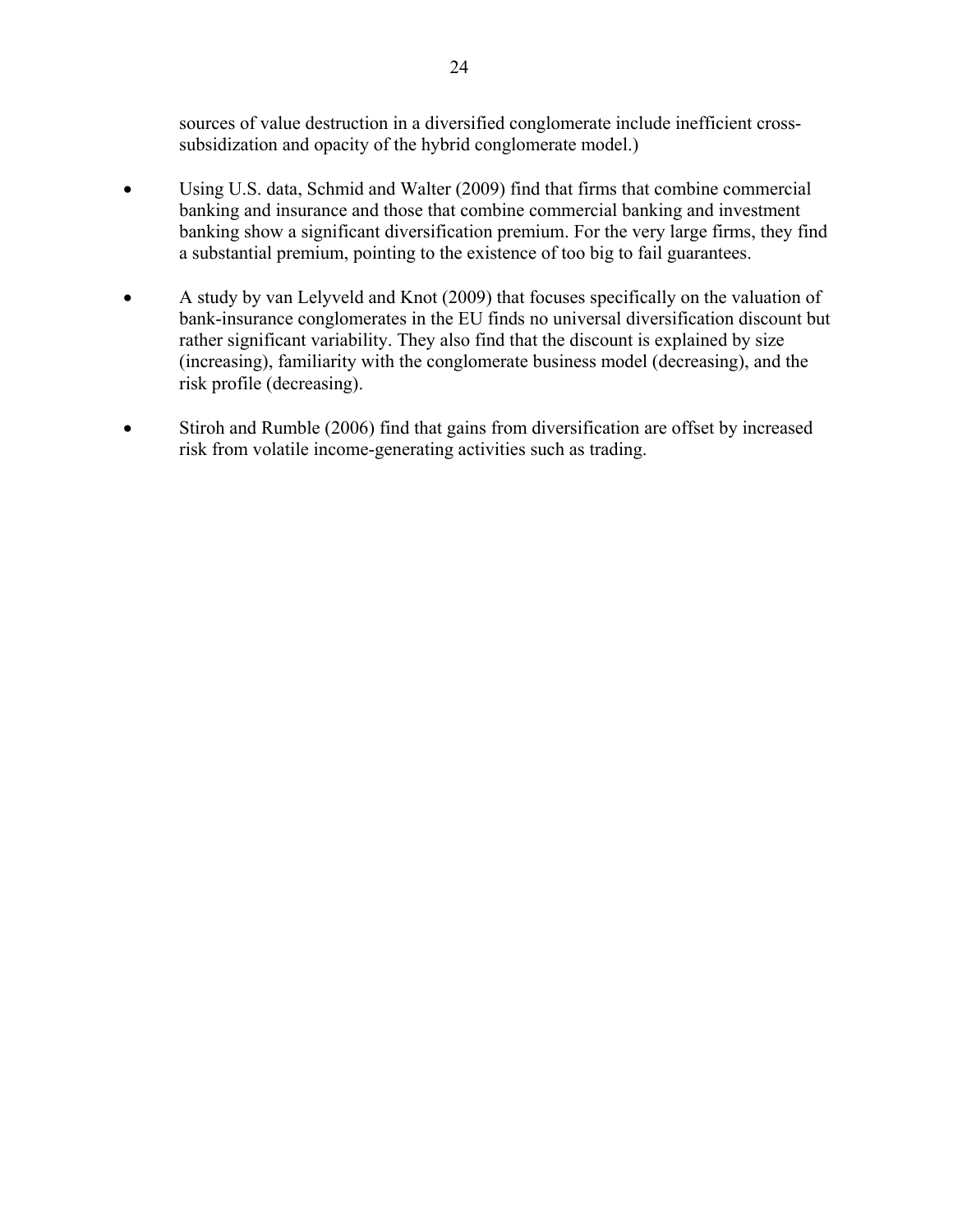sources of value destruction in a diversified conglomerate include inefficient cross-subsidization and opacity of the hybrid conglomerate model.)

- Using U.S. data, Schmid and Walter (2009) find that firms that combine commercial banking and insurance and those that combine commercial banking and investment banking show a significant diversification premium. For the very large firms, they find a substantial premium, pointing to the existence of too big to fail guarantees.

- A study by van Lelyveld and Knot (2009) that focuses specifically on the valuation of bank-insurance conglomerates in the EU finds no universal diversification discount but rather significant variability. They also find that the discount is explained by size (increasing), familiarity with the conglomerate business model (decreasing), and the risk profile (decreasing).

- Stiroh and Rumble (2006) find that gains from diversification are offset by increased risk from volatile income-generating activities such as trading.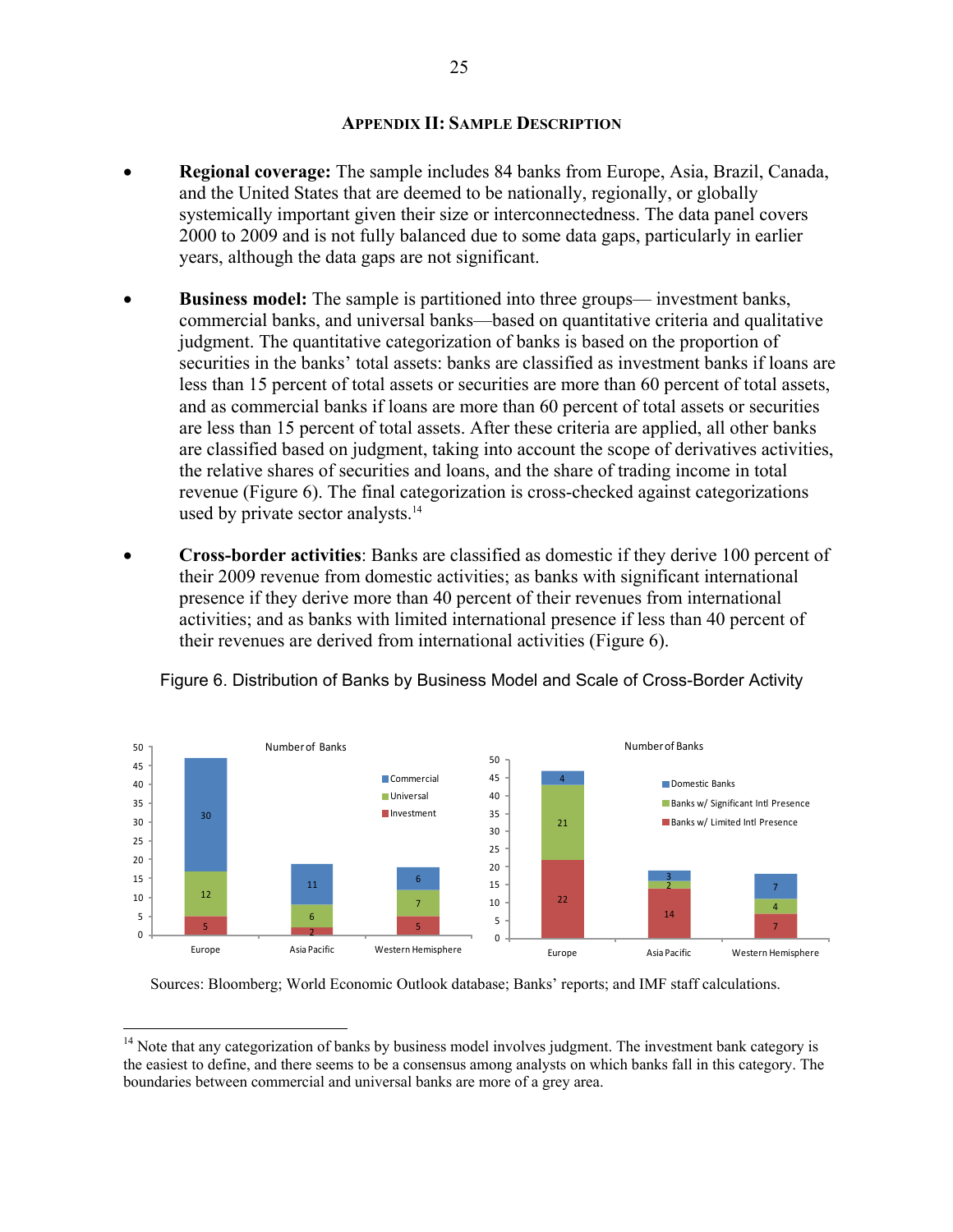## Appendix II: Sample Description

- **Regional coverage:** The sample includes 84 banks from Europe, Asia, Brazil, Canada, and the United States that are deemed to be nationally, regionally, or globally systemically important given their size or interconnectedness. The data panel covers 2000 to 2009 and is not fully balanced due to some data gaps, particularly in earlier years, although the data gaps are not significant.

- **Business model:** The sample is partitioned into three groups— investment banks, commercial banks, and universal banks—based on quantitative criteria and qualitative judgment. The quantitative categorization of banks is based on the proportion of securities in the banks' total assets: banks are classified as investment banks if loans are less than 15 percent of total assets or securities are more than 60 percent of total assets, and as commercial banks if loans are more than 60 percent of total assets or securities are less than 15 percent of total assets. After these criteria are applied, all other banks are classified based on judgment, taking into account the scope of derivatives activities, the relative shares of securities and loans, and the share of trading income in total revenue (Figure 6). The final categorization is cross-checked against categorizations used by private sector analysts.[14]

- **Cross-border activities**: Banks are classified as domestic if they derive 100 percent of their 2009 revenue from domestic activities; as banks with significant international presence if they derive more than 40 percent of their revenues from international activities; and as banks with limited international presence if less than 40 percent of their revenues are derived from international activities (Figure 6).

Figure 6. Distribution of Banks by Business Model and Scale of Cross-Border Activity

Number of Banks (by business model)

| | Europe | Asia Pacific | Western Hemisphere |
|---|---|---|---|
| Commercial | 30 | 11 | 6 |
| Universal | 12 | 6 | 7 |
| Investment | 5 | 2 | 5 |

Number of Banks (by cross-border activity)

| | Europe | Asia Pacific | Western Hemisphere |
|---|---|---|---|
| Domestic Banks | 4 | 3 | 7 |
| Banks w/ Significant Intl Presence | 21 | 2 | 4 |
| Banks w/ Limited Intl Presence | 22 | 14 | 7 |

Sources: Bloomberg; World Economic Outlook database; Banks' reports; and IMF staff calculations.

[14] Note that any categorization of banks by business model involves judgment. The investment bank category is the easiest to define, and there seems to be a consensus among analysts on which banks fall in this category. The boundaries between commercial and universal banks are more of a grey area.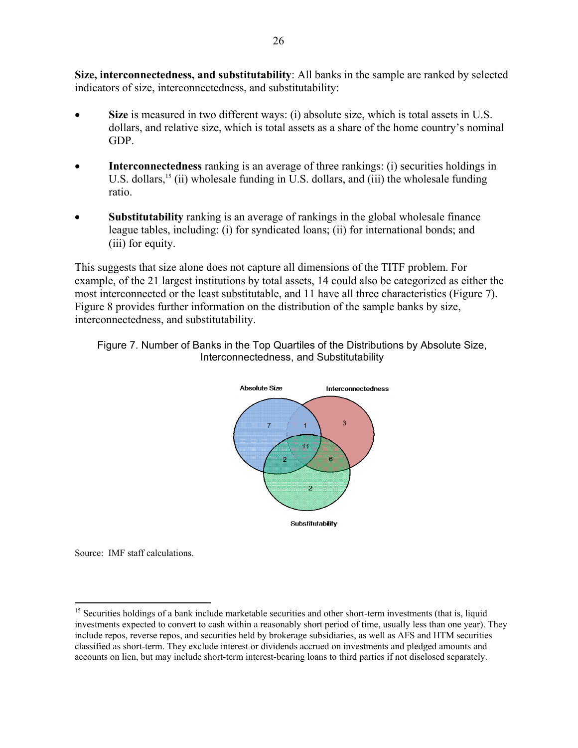**Size, interconnectedness, and substitutability**: All banks in the sample are ranked by selected indicators of size, interconnectedness, and substitutability:

- **Size** is measured in two different ways: (i) absolute size, which is total assets in U.S. dollars, and relative size, which is total assets as a share of the home country's nominal GDP.
- **Interconnectedness** ranking is an average of three rankings: (i) securities holdings in U.S. dollars,[15] (ii) wholesale funding in U.S. dollars, and (iii) the wholesale funding ratio.
- **Substitutability** ranking is an average of rankings in the global wholesale finance league tables, including: (i) for syndicated loans; (ii) for international bonds; and (iii) for equity.

This suggests that size alone does not capture all dimensions of the TITF problem. For example, of the 21 largest institutions by total assets, 14 could also be categorized as either the most interconnected or the least substitutable, and 11 have all three characteristics (Figure 7). Figure 8 provides further information on the distribution of the sample banks by size, interconnectedness, and substitutability.

Figure 7. Number of Banks in the Top Quartiles of the Distributions by Absolute Size, Interconnectedness, and Substitutability

Absolute Size: 7 | Absolute Size & Interconnectedness: 1 | Interconnectedness: 3 | All three: 11 | Absolute Size & Substitutability: 2 | Interconnectedness & Substitutability: 6 | Substitutability: 2

Source: IMF staff calculations.

[15] Securities holdings of a bank include marketable securities and other short-term investments (that is, liquid investments expected to convert to cash within a reasonably short period of time, usually less than one year). They include repos, reverse repos, and securities held by brokerage subsidiaries, as well as AFS and HTM securities classified as short-term. They exclude interest or dividends accrued on investments and pledged amounts and accounts on lien, but may include short-term interest-bearing loans to third parties if not disclosed separately.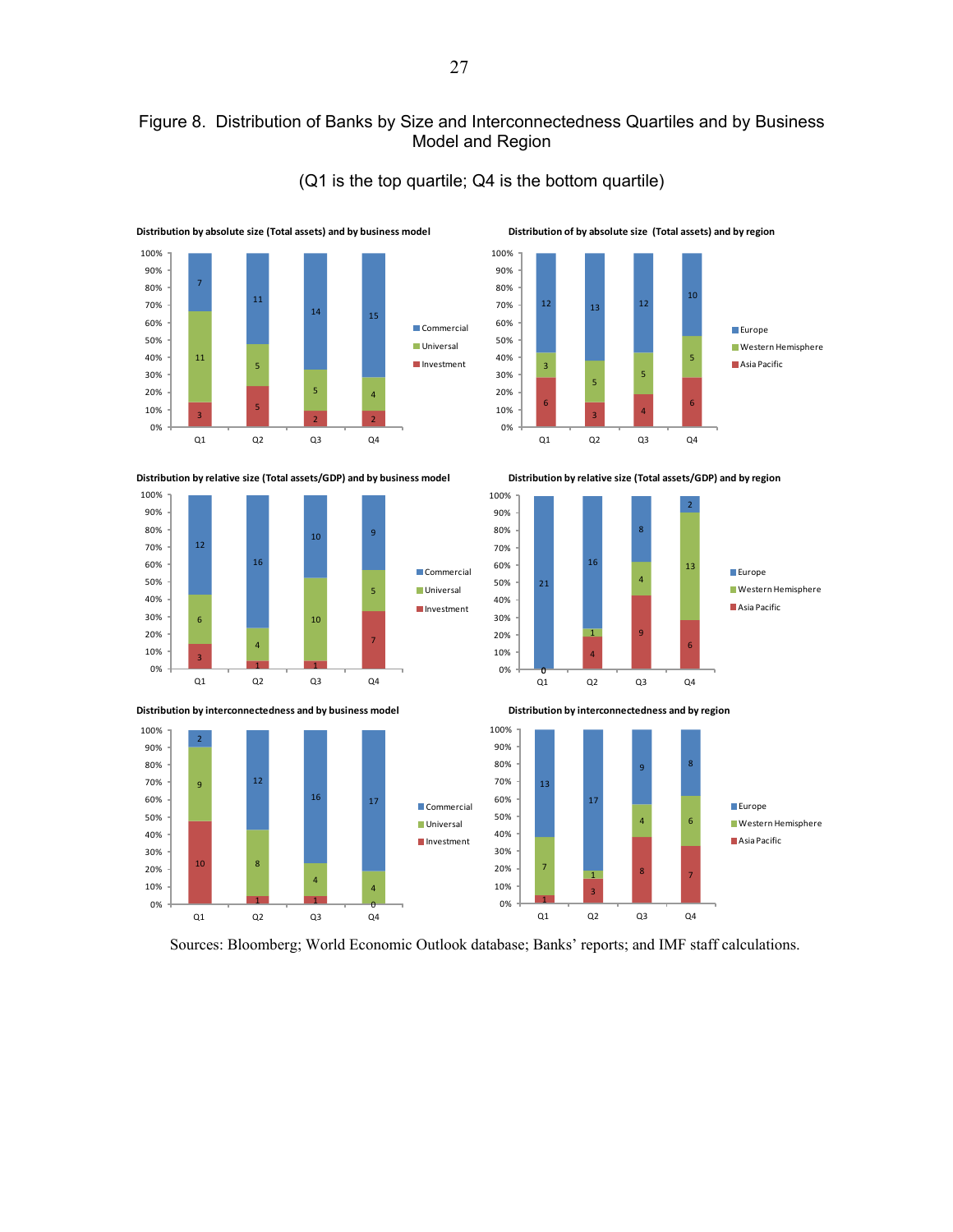# Figure 8. Distribution of Banks by Size and Interconnectedness Quartiles and by Business Model and Region

(Q1 is the top quartile; Q4 is the bottom quartile)

**Distribution by absolute size (Total assets) and by business model**

| | Q1 | Q2 | Q3 | Q4 |
|---|---|---|---|---|
| Commercial | 7 | 11 | 14 | 15 |
| Universal | 11 | 5 | 5 | 4 |
| Investment | 3 | 5 | 2 | 2 |

**Distribution of by absolute size (Total assets) and by region**

| | Q1 | Q2 | Q3 | Q4 |
|---|---|---|---|---|
| Europe | 12 | 13 | 12 | 10 |
| Western Hemisphere | 3 | 5 | 5 | 5 |
| Asia Pacific | 6 | 3 | 4 | 6 |

**Distribution by relative size (Total assets/GDP) and by business model**

| | Q1 | Q2 | Q3 | Q4 |
|---|---|---|---|---|
| Commercial | 12 | 16 | 10 | 9 |
| Universal | 6 | 4 | 10 | 5 |
| Investment | 3 | 1 | 1 | 7 |

**Distribution by relative size (Total assets/GDP) and by region**

| | Q1 | Q2 | Q3 | Q4 |
|---|---|---|---|---|
| Europe | 21 | 16 | 8 | 2 |
| Western Hemisphere | 0 | 1 | 4 | 13 |
| Asia Pacific | 0 | 4 | 9 | 6 |

**Distribution by interconnectedness and by business model**

| | Q1 | Q2 | Q3 | Q4 |
|---|---|---|---|---|
| Commercial | 2 | 12 | 16 | 17 |
| Universal | 9 | 8 | 4 | 4 |
| Investment | 10 | 1 | 1 | 0 |

**Distribution by interconnectedness and by region**

| | Q1 | Q2 | Q3 | Q4 |
|---|---|---|---|---|
| Europe | 13 | 17 | 9 | 8 |
| Western Hemisphere | 7 | 1 | 4 | 6 |
| Asia Pacific | 1 | 3 | 8 | 7 |

Sources: Bloomberg; World Economic Outlook database; Banks' reports; and IMF staff calculations.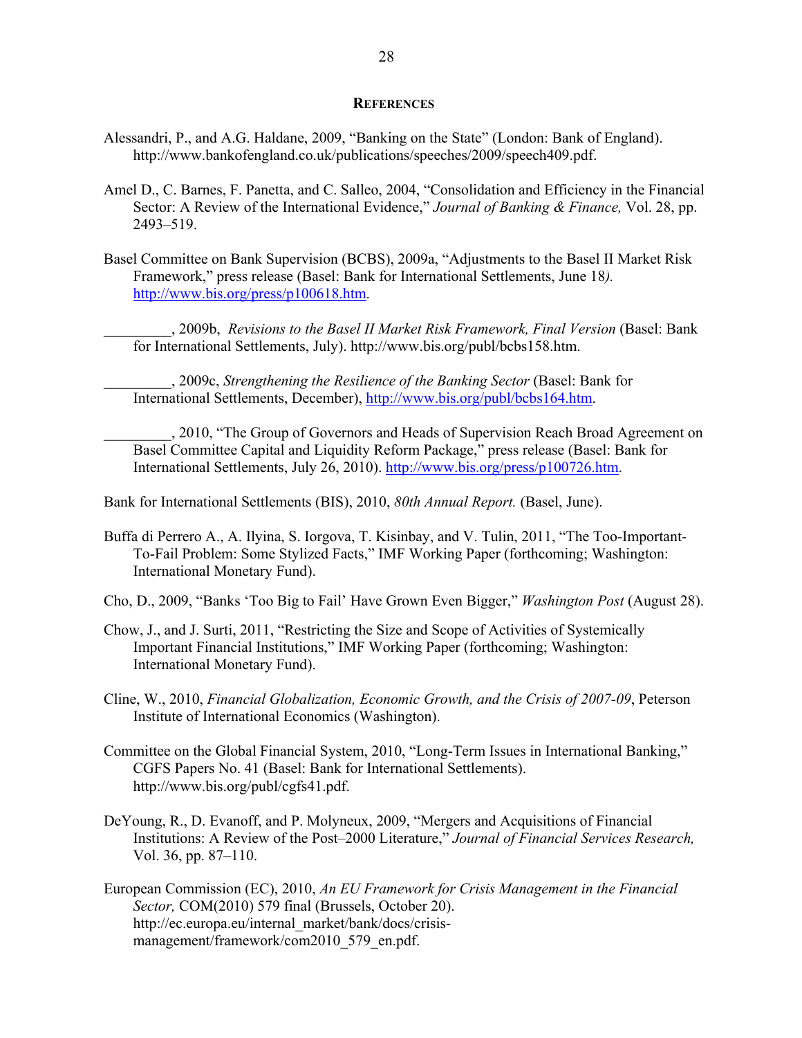## References

Alessandri, P., and A.G. Haldane, 2009, “Banking on the State” (London: Bank of England). http://www.bankofengland.co.uk/publications/speeches/2009/speech409.pdf.

Amel D., C. Barnes, F. Panetta, and C. Salleo, 2004, “Consolidation and Efficiency in the Financial Sector: A Review of the International Evidence,” *Journal of Banking & Finance,* Vol. 28, pp. 2493–519.

Basel Committee on Bank Supervision (BCBS), 2009a, “Adjustments to the Basel II Market Risk Framework,” press release (Basel: Bank for International Settlements, June 18*).* http://www.bis.org/press/p100618.htm.

_________, 2009b, *Revisions to the Basel II Market Risk Framework, Final Version* (Basel: Bank for International Settlements, July). http://www.bis.org/publ/bcbs158.htm.

_________, 2009c, *Strengthening the Resilience of the Banking Sector* (Basel: Bank for International Settlements, December), http://www.bis.org/publ/bcbs164.htm.

_________, 2010, “The Group of Governors and Heads of Supervision Reach Broad Agreement on Basel Committee Capital and Liquidity Reform Package,” press release (Basel: Bank for International Settlements, July 26, 2010). http://www.bis.org/press/p100726.htm.

Bank for International Settlements (BIS), 2010, *80th Annual Report.* (Basel, June).

Buffa di Perrero A., A. Ilyina, S. Iorgova, T. Kisinbay, and V. Tulin, 2011, “The Too-Important-To-Fail Problem: Some Stylized Facts,” IMF Working Paper (forthcoming; Washington: International Monetary Fund).

Cho, D., 2009, “Banks ‘Too Big to Fail’ Have Grown Even Bigger,” *Washington Post* (August 28).

Chow, J., and J. Surti, 2011, “Restricting the Size and Scope of Activities of Systemically Important Financial Institutions,” IMF Working Paper (forthcoming; Washington: International Monetary Fund).

Cline, W., 2010, *Financial Globalization, Economic Growth, and the Crisis of 2007-09*, Peterson Institute of International Economics (Washington).

Committee on the Global Financial System, 2010, “Long-Term Issues in International Banking,” CGFS Papers No. 41 (Basel: Bank for International Settlements). http://www.bis.org/publ/cgfs41.pdf.

DeYoung, R., D. Evanoff, and P. Molyneux, 2009, “Mergers and Acquisitions of Financial Institutions: A Review of the Post–2000 Literature,” *Journal of Financial Services Research,* Vol. 36, pp. 87–110.

European Commission (EC), 2010, *An EU Framework for Crisis Management in the Financial Sector,* COM(2010) 579 final (Brussels, October 20). http://ec.europa.eu/internal_market/bank/docs/crisis-management/framework/com2010_579_en.pdf.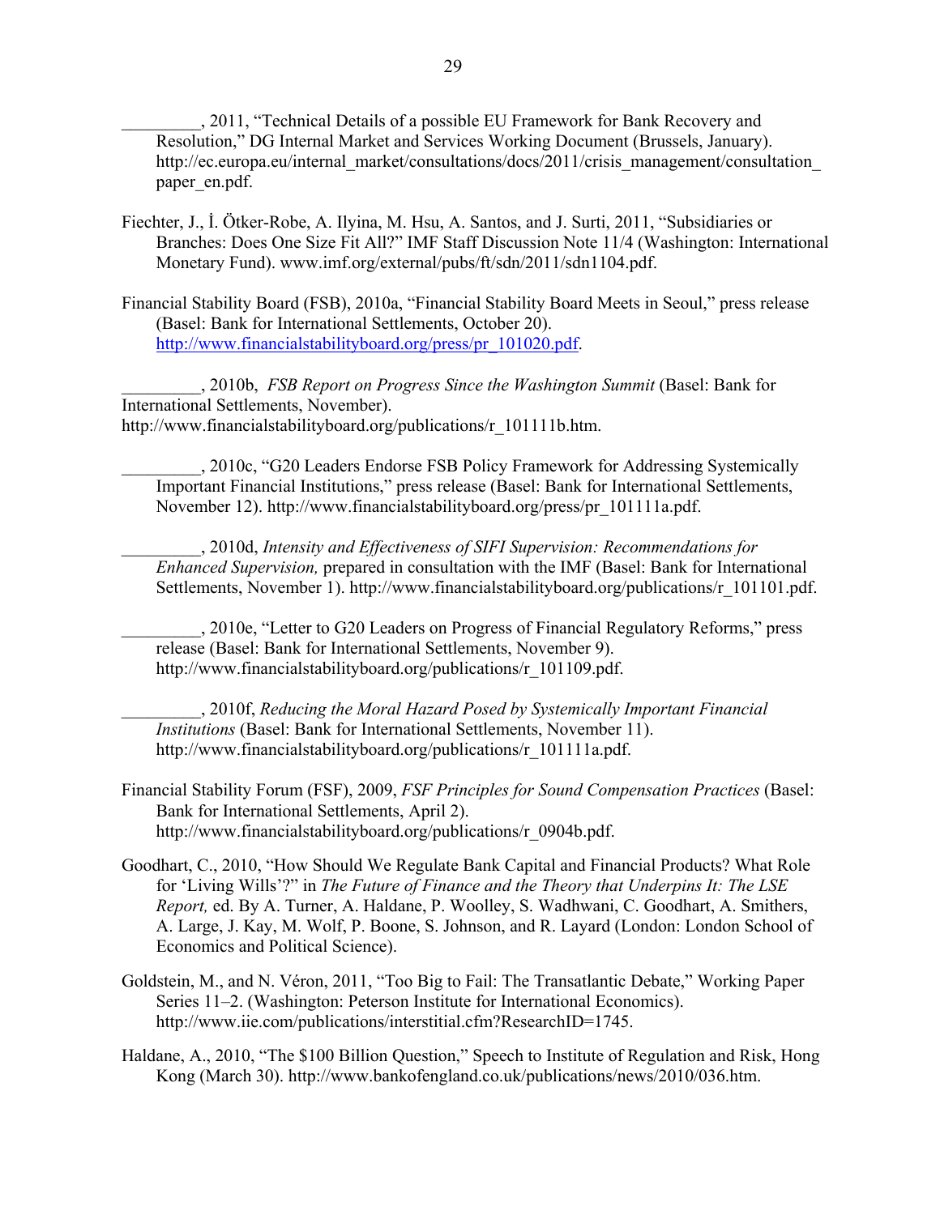_________, 2011, "Technical Details of a possible EU Framework for Bank Recovery and Resolution," DG Internal Market and Services Working Document (Brussels, January). http://ec.europa.eu/internal_market/consultations/docs/2011/crisis_management/consultation_paper_en.pdf.

Fiechter, J., İ. Ötker-Robe, A. Ilyina, M. Hsu, A. Santos, and J. Surti, 2011, "Subsidiaries or Branches: Does One Size Fit All?" IMF Staff Discussion Note 11/4 (Washington: International Monetary Fund). www.imf.org/external/pubs/ft/sdn/2011/sdn1104.pdf.

Financial Stability Board (FSB), 2010a, "Financial Stability Board Meets in Seoul," press release (Basel: Bank for International Settlements, October 20). http://www.financialstabilityboard.org/press/pr_101020.pdf.

_________, 2010b, *FSB Report on Progress Since the Washington Summit* (Basel: Bank for International Settlements, November). http://www.financialstabilityboard.org/publications/r_101111b.htm.

_________, 2010c, "G20 Leaders Endorse FSB Policy Framework for Addressing Systemically Important Financial Institutions," press release (Basel: Bank for International Settlements, November 12). http://www.financialstabilityboard.org/press/pr_101111a.pdf.

_________, 2010d, *Intensity and Effectiveness of SIFI Supervision: Recommendations for Enhanced Supervision,* prepared in consultation with the IMF (Basel: Bank for International Settlements, November 1). http://www.financialstabilityboard.org/publications/r_101101.pdf.

_________, 2010e, "Letter to G20 Leaders on Progress of Financial Regulatory Reforms," press release (Basel: Bank for International Settlements, November 9). http://www.financialstabilityboard.org/publications/r_101109.pdf.

_________, 2010f, *Reducing the Moral Hazard Posed by Systemically Important Financial Institutions* (Basel: Bank for International Settlements, November 11). http://www.financialstabilityboard.org/publications/r_101111a.pdf.

Financial Stability Forum (FSF), 2009, *FSF Principles for Sound Compensation Practices* (Basel: Bank for International Settlements, April 2). http://www.financialstabilityboard.org/publications/r_0904b.pdf.

Goodhart, C., 2010, "How Should We Regulate Bank Capital and Financial Products? What Role for 'Living Wills'?" in *The Future of Finance and the Theory that Underpins It: The LSE Report,* ed. By A. Turner, A. Haldane, P. Woolley, S. Wadhwani, C. Goodhart, A. Smithers, A. Large, J. Kay, M. Wolf, P. Boone, S. Johnson, and R. Layard (London: London School of Economics and Political Science).

Goldstein, M., and N. Véron, 2011, "Too Big to Fail: The Transatlantic Debate," Working Paper Series 11–2. (Washington: Peterson Institute for International Economics). http://www.iie.com/publications/interstitial.cfm?ResearchID=1745.

Haldane, A., 2010, "The $100 Billion Question," Speech to Institute of Regulation and Risk, Hong Kong (March 30). http://www.bankofengland.co.uk/publications/news/2010/036.htm.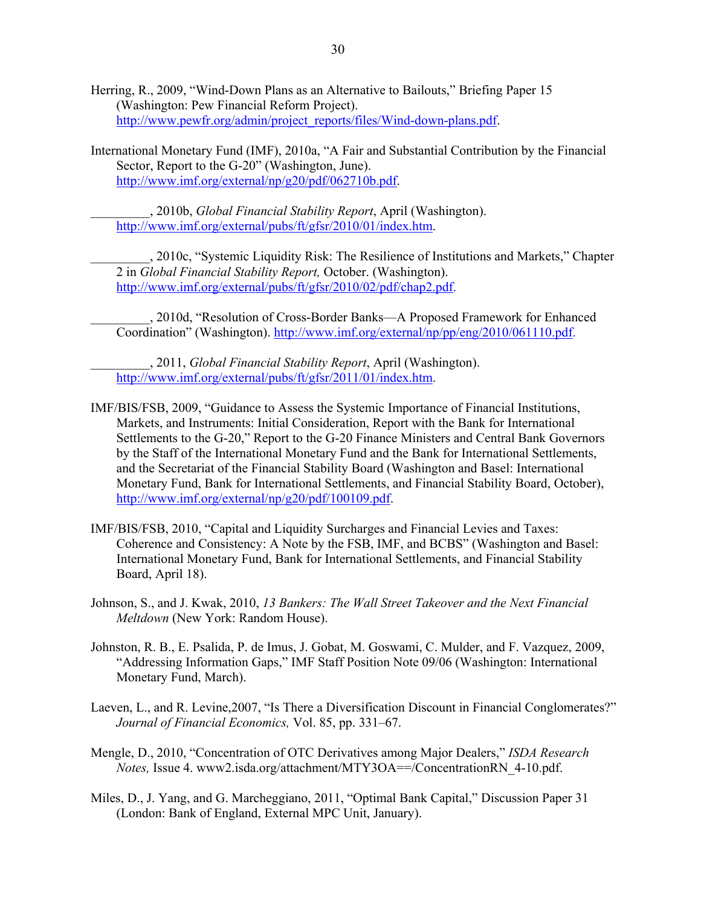Herring, R., 2009, "Wind-Down Plans as an Alternative to Bailouts," Briefing Paper 15 (Washington: Pew Financial Reform Project). http://www.pewfr.org/admin/project_reports/files/Wind-down-plans.pdf.

International Monetary Fund (IMF), 2010a, "A Fair and Substantial Contribution by the Financial Sector, Report to the G-20" (Washington, June). http://www.imf.org/external/np/g20/pdf/062710b.pdf.

_________, 2010b, *Global Financial Stability Report*, April (Washington). http://www.imf.org/external/pubs/ft/gfsr/2010/01/index.htm.

_________, 2010c, "Systemic Liquidity Risk: The Resilience of Institutions and Markets," Chapter 2 in *Global Financial Stability Report,* October. (Washington). http://www.imf.org/external/pubs/ft/gfsr/2010/02/pdf/chap2.pdf.

_________, 2010d, "Resolution of Cross-Border Banks—A Proposed Framework for Enhanced Coordination" (Washington). http://www.imf.org/external/np/pp/eng/2010/061110.pdf.

_________, 2011, *Global Financial Stability Report*, April (Washington). http://www.imf.org/external/pubs/ft/gfsr/2011/01/index.htm.

IMF/BIS/FSB, 2009, "Guidance to Assess the Systemic Importance of Financial Institutions, Markets, and Instruments: Initial Consideration, Report with the Bank for International Settlements to the G-20," Report to the G-20 Finance Ministers and Central Bank Governors by the Staff of the International Monetary Fund and the Bank for International Settlements, and the Secretariat of the Financial Stability Board (Washington and Basel: International Monetary Fund, Bank for International Settlements, and Financial Stability Board, October), http://www.imf.org/external/np/g20/pdf/100109.pdf.

IMF/BIS/FSB, 2010, "Capital and Liquidity Surcharges and Financial Levies and Taxes: Coherence and Consistency: A Note by the FSB, IMF, and BCBS" (Washington and Basel: International Monetary Fund, Bank for International Settlements, and Financial Stability Board, April 18).

Johnson, S., and J. Kwak, 2010, *13 Bankers: The Wall Street Takeover and the Next Financial Meltdown* (New York: Random House).

Johnston, R. B., E. Psalida, P. de Imus, J. Gobat, M. Goswami, C. Mulder, and F. Vazquez, 2009, "Addressing Information Gaps," IMF Staff Position Note 09/06 (Washington: International Monetary Fund, March).

Laeven, L., and R. Levine,2007, "Is There a Diversification Discount in Financial Conglomerates?" *Journal of Financial Economics,* Vol. 85, pp. 331–67.

Mengle, D., 2010, "Concentration of OTC Derivatives among Major Dealers," *ISDA Research Notes,* Issue 4. www2.isda.org/attachment/MTY3OA==/ConcentrationRN_4-10.pdf.

Miles, D., J. Yang, and G. Marcheggiano, 2011, "Optimal Bank Capital," Discussion Paper 31 (London: Bank of England, External MPC Unit, January).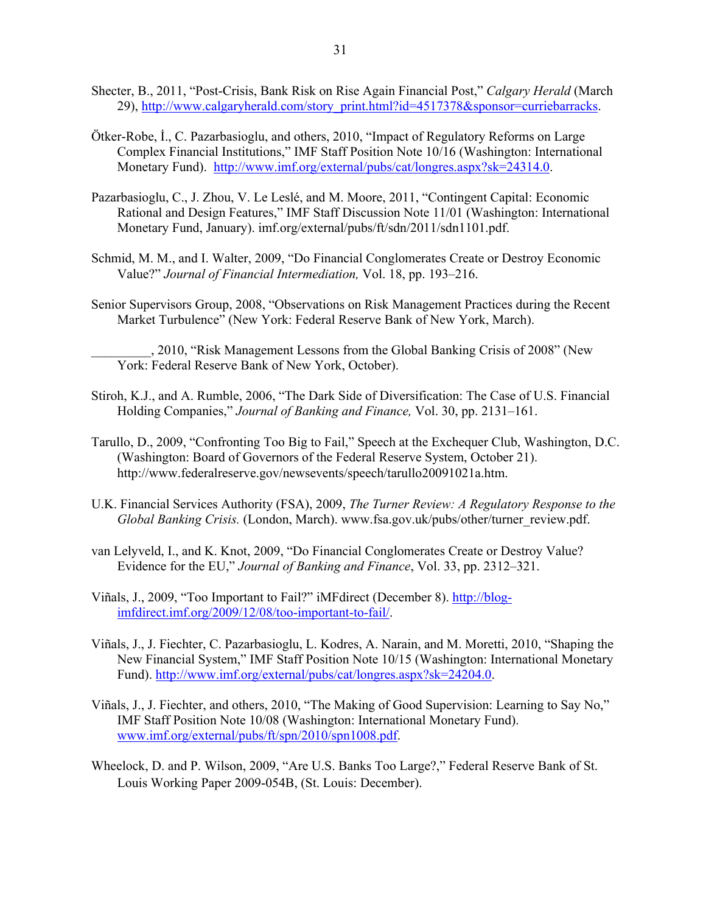Shecter, B., 2011, "Post-Crisis, Bank Risk on Rise Again Financial Post," *Calgary Herald* (March 29), http://www.calgaryherald.com/story_print.html?id=4517378&sponsor=curriebarracks.

Ötker-Robe, İ., C. Pazarbasioglu, and others, 2010, "Impact of Regulatory Reforms on Large Complex Financial Institutions," IMF Staff Position Note 10/16 (Washington: International Monetary Fund). http://www.imf.org/external/pubs/cat/longres.aspx?sk=24314.0.

Pazarbasioglu, C., J. Zhou, V. Le Leslé, and M. Moore, 2011, "Contingent Capital: Economic Rational and Design Features," IMF Staff Discussion Note 11/01 (Washington: International Monetary Fund, January). imf.org/external/pubs/ft/sdn/2011/sdn1101.pdf.

Schmid, M. M., and I. Walter, 2009, "Do Financial Conglomerates Create or Destroy Economic Value?" *Journal of Financial Intermediation,* Vol. 18, pp. 193–216.

Senior Supervisors Group, 2008, "Observations on Risk Management Practices during the Recent Market Turbulence" (New York: Federal Reserve Bank of New York, March).

_________, 2010, "Risk Management Lessons from the Global Banking Crisis of 2008" (New York: Federal Reserve Bank of New York, October).

Stiroh, K.J., and A. Rumble, 2006, "The Dark Side of Diversification: The Case of U.S. Financial Holding Companies," *Journal of Banking and Finance,* Vol. 30, pp. 2131–161.

Tarullo, D., 2009, "Confronting Too Big to Fail," Speech at the Exchequer Club, Washington, D.C. (Washington: Board of Governors of the Federal Reserve System, October 21). http://www.federalreserve.gov/newsevents/speech/tarullo20091021a.htm.

U.K. Financial Services Authority (FSA), 2009, *The Turner Review: A Regulatory Response to the Global Banking Crisis.* (London, March). www.fsa.gov.uk/pubs/other/turner_review.pdf.

van Lelyveld, I., and K. Knot, 2009, "Do Financial Conglomerates Create or Destroy Value? Evidence for the EU," *Journal of Banking and Finance*, Vol. 33, pp. 2312–321.

Viñals, J., 2009, "Too Important to Fail?" iMFdirect (December 8). http://blog-imfdirect.imf.org/2009/12/08/too-important-to-fail/.

Viñals, J., J. Fiechter, C. Pazarbasioglu, L. Kodres, A. Narain, and M. Moretti, 2010, "Shaping the New Financial System," IMF Staff Position Note 10/15 (Washington: International Monetary Fund). http://www.imf.org/external/pubs/cat/longres.aspx?sk=24204.0.

Viñals, J., J. Fiechter, and others, 2010, "The Making of Good Supervision: Learning to Say No," IMF Staff Position Note 10/08 (Washington: International Monetary Fund). www.imf.org/external/pubs/ft/spn/2010/spn1008.pdf.

Wheelock, D. and P. Wilson, 2009, "Are U.S. Banks Too Large?," Federal Reserve Bank of St. Louis Working Paper 2009-054B, (St. Louis: December).